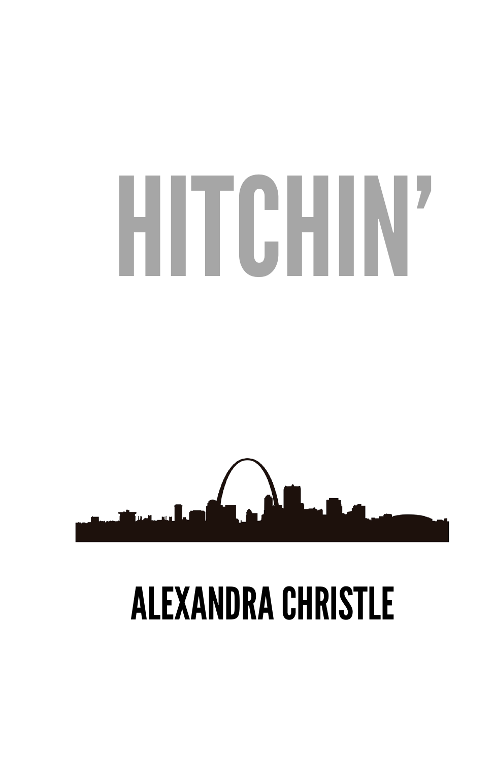# HITCHIN'

ALEXANDRA CHRISTLE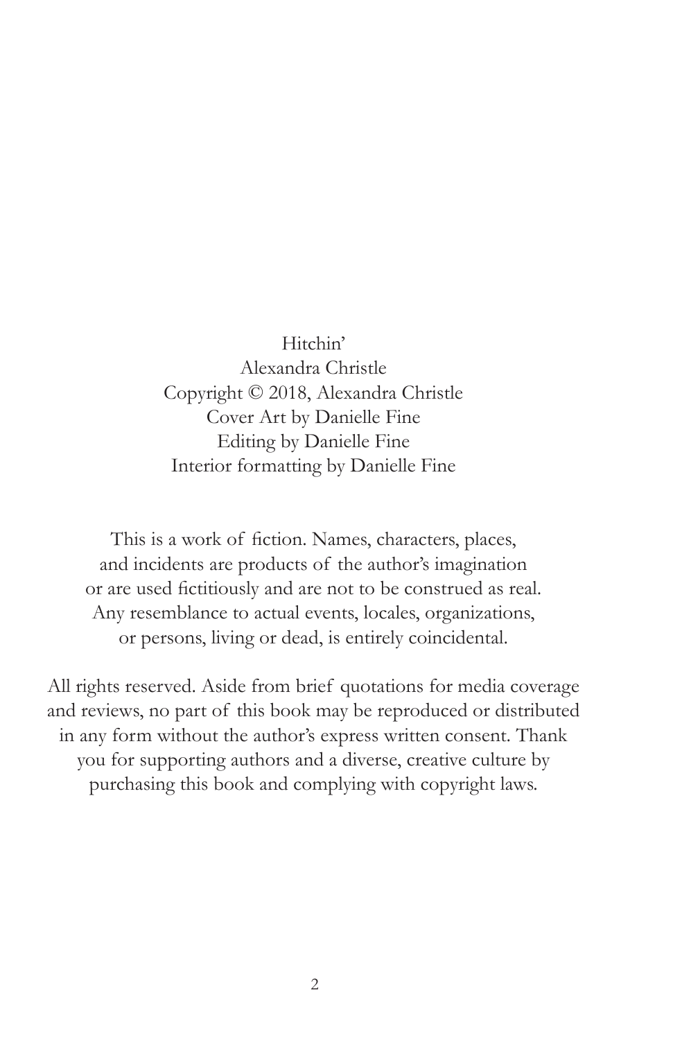Hitchin'
Alexandra Christle
Copyright © 2018, Alexandra Christle
Cover Art by Danielle Fine
Editing by Danielle Fine
Interior formatting by Danielle Fine

This is a work of fiction. Names, characters, places, and incidents are products of the author's imagination or are used fictitiously and are not to be construed as real. Any resemblance to actual events, locales, organizations, or persons, living or dead, is entirely coincidental.

All rights reserved. Aside from brief quotations for media coverage and reviews, no part of this book may be reproduced or distributed in any form without the author's express written consent. Thank you for supporting authors and a diverse, creative culture by purchasing this book and complying with copyright laws.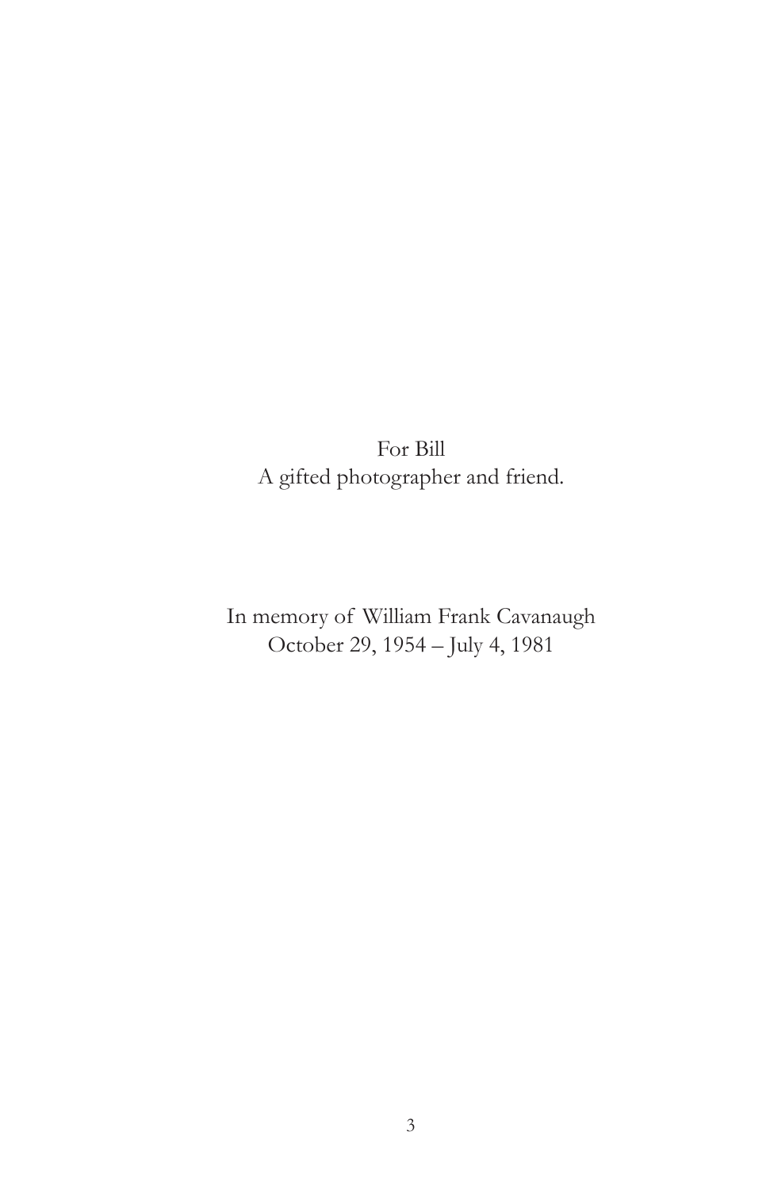For Bill
A gifted photographer and friend.

In memory of William Frank Cavanaugh
October 29, 1954 – July 4, 1981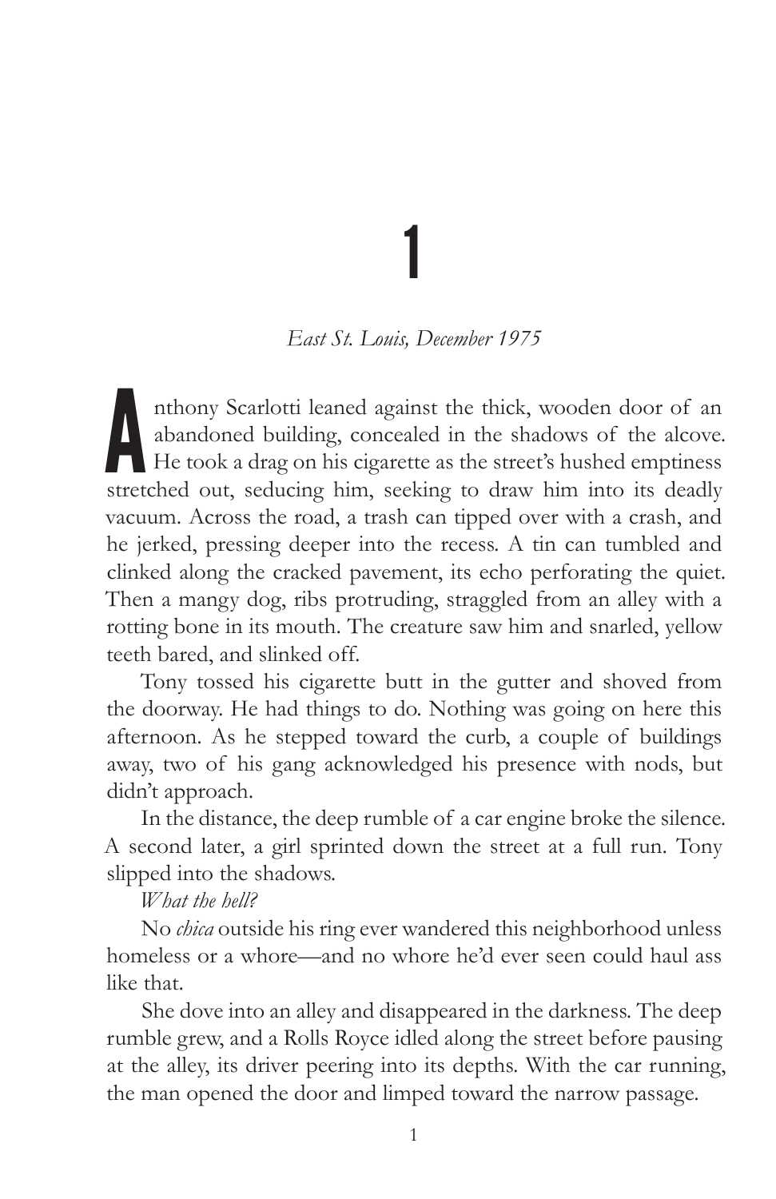# 1

*East St. Louis, December 1975*

Anthony Scarlotti leaned against the thick, wooden door of an abandoned building, concealed in the shadows of the alcove. He took a drag on his cigarette as the street's hushed emptiness stretched out, seducing him, seeking to draw him into its deadly vacuum. Across the road, a trash can tipped over with a crash, and he jerked, pressing deeper into the recess. A tin can tumbled and clinked along the cracked pavement, its echo perforating the quiet. Then a mangy dog, ribs protruding, straggled from an alley with a rotting bone in its mouth. The creature saw him and snarled, yellow teeth bared, and slinked off.

Tony tossed his cigarette butt in the gutter and shoved from the doorway. He had things to do. Nothing was going on here this afternoon. As he stepped toward the curb, a couple of buildings away, two of his gang acknowledged his presence with nods, but didn't approach.

In the distance, the deep rumble of a car engine broke the silence. A second later, a girl sprinted down the street at a full run. Tony slipped into the shadows.

*What the hell?*

No *chica* outside his ring ever wandered this neighborhood unless homeless or a whore—and no whore he'd ever seen could haul ass like that.

She dove into an alley and disappeared in the darkness. The deep rumble grew, and a Rolls Royce idled along the street before pausing at the alley, its driver peering into its depths. With the car running, the man opened the door and limped toward the narrow passage.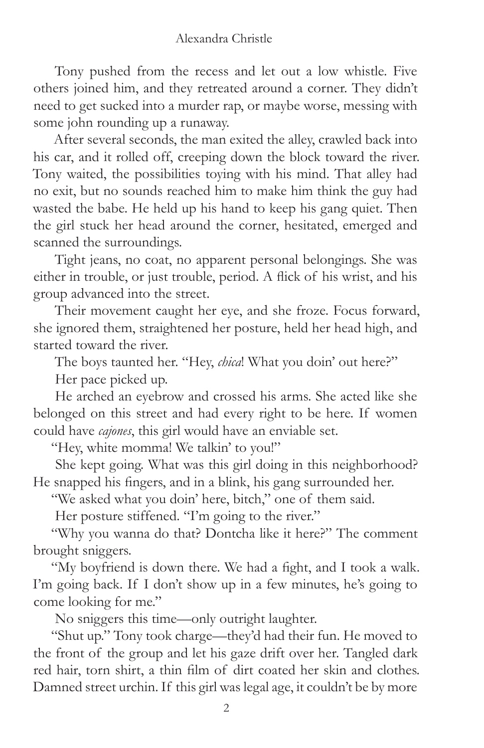Tony pushed from the recess and let out a low whistle. Five others joined him, and they retreated around a corner. They didn't need to get sucked into a murder rap, or maybe worse, messing with some john rounding up a runaway.

After several seconds, the man exited the alley, crawled back into his car, and it rolled off, creeping down the block toward the river. Tony waited, the possibilities toying with his mind. That alley had no exit, but no sounds reached him to make him think the guy had wasted the babe. He held up his hand to keep his gang quiet. Then the girl stuck her head around the corner, hesitated, emerged and scanned the surroundings.

Tight jeans, no coat, no apparent personal belongings. She was either in trouble, or just trouble, period. A flick of his wrist, and his group advanced into the street.

Their movement caught her eye, and she froze. Focus forward, she ignored them, straightened her posture, held her head high, and started toward the river.

The boys taunted her. "Hey, *chica*! What you doin' out here?"

Her pace picked up.

He arched an eyebrow and crossed his arms. She acted like she belonged on this street and had every right to be here. If women could have *cajones*, this girl would have an enviable set.

"Hey, white momma! We talkin' to you!"

She kept going. What was this girl doing in this neighborhood? He snapped his fingers, and in a blink, his gang surrounded her.

"We asked what you doin' here, bitch," one of them said.

Her posture stiffened. "I'm going to the river."

"Why you wanna do that? Dontcha like it here?" The comment brought sniggers.

"My boyfriend is down there. We had a fight, and I took a walk. I'm going back. If I don't show up in a few minutes, he's going to come looking for me."

No sniggers this time—only outright laughter.

"Shut up." Tony took charge—they'd had their fun. He moved to the front of the group and let his gaze drift over her. Tangled dark red hair, torn shirt, a thin film of dirt coated her skin and clothes. Damned street urchin. If this girl was legal age, it couldn't be by more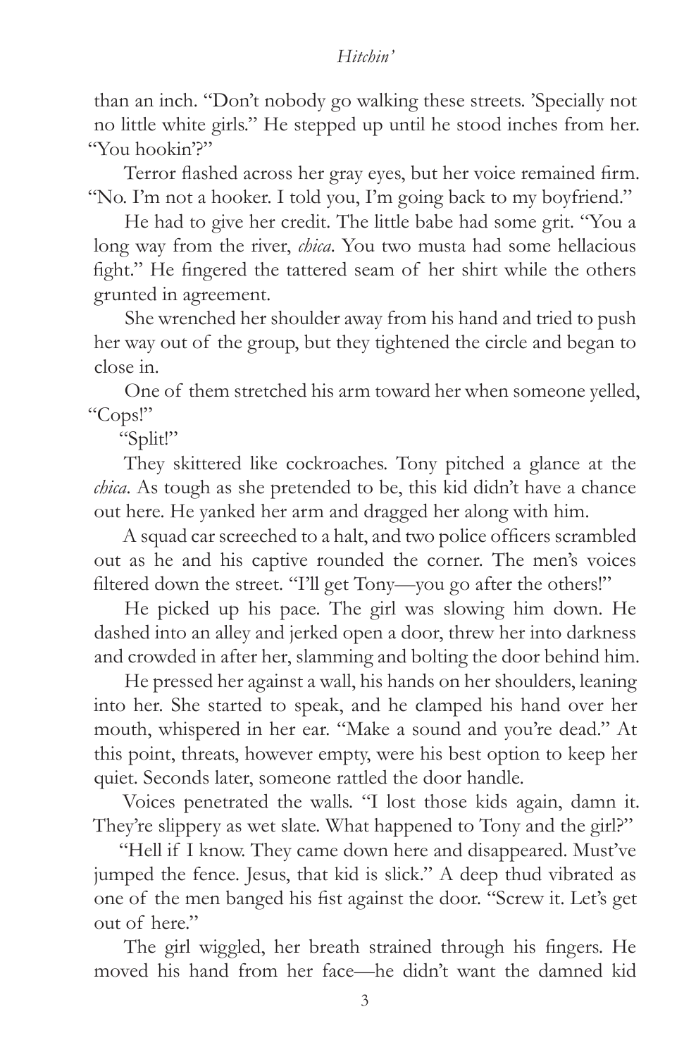than an inch. "Don't nobody go walking these streets. 'Specially not no little white girls." He stepped up until he stood inches from her. "You hookin'?"

Terror flashed across her gray eyes, but her voice remained firm. "No. I'm not a hooker. I told you, I'm going back to my boyfriend."

He had to give her credit. The little babe had some grit. "You a long way from the river, *chica*. You two musta had some hellacious fight." He fingered the tattered seam of her shirt while the others grunted in agreement.

She wrenched her shoulder away from his hand and tried to push her way out of the group, but they tightened the circle and began to close in.

One of them stretched his arm toward her when someone yelled, "Cops!"

"Split!"

They skittered like cockroaches. Tony pitched a glance at the *chica*. As tough as she pretended to be, this kid didn't have a chance out here. He yanked her arm and dragged her along with him.

A squad car screeched to a halt, and two police officers scrambled out as he and his captive rounded the corner. The men's voices filtered down the street. "I'll get Tony—you go after the others!"

He picked up his pace. The girl was slowing him down. He dashed into an alley and jerked open a door, threw her into darkness and crowded in after her, slamming and bolting the door behind him.

He pressed her against a wall, his hands on her shoulders, leaning into her. She started to speak, and he clamped his hand over her mouth, whispered in her ear. "Make a sound and you're dead." At this point, threats, however empty, were his best option to keep her quiet. Seconds later, someone rattled the door handle.

Voices penetrated the walls. "I lost those kids again, damn it. They're slippery as wet slate. What happened to Tony and the girl?"

"Hell if I know. They came down here and disappeared. Must've jumped the fence. Jesus, that kid is slick." A deep thud vibrated as one of the men banged his fist against the door. "Screw it. Let's get out of here."

The girl wiggled, her breath strained through his fingers. He moved his hand from her face—he didn't want the damned kid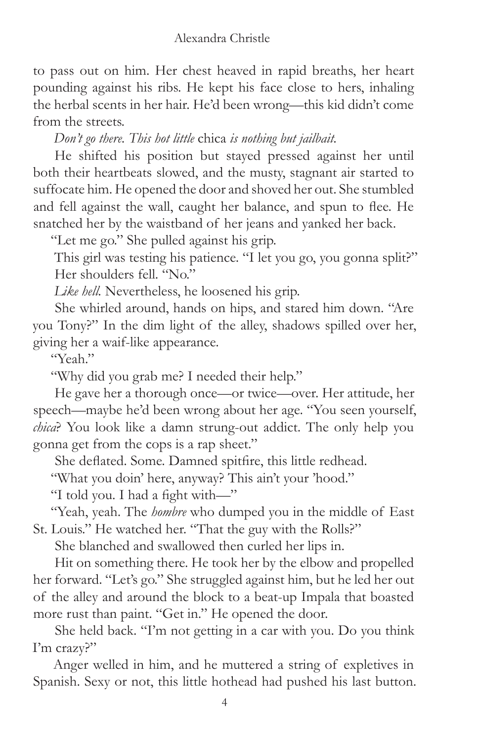to pass out on him. Her chest heaved in rapid breaths, her heart pounding against his ribs. He kept his face close to hers, inhaling the herbal scents in her hair. He'd been wrong—this kid didn't come from the streets.

*Don't go there. This hot little* chica *is nothing but jailbait.*

He shifted his position but stayed pressed against her until both their heartbeats slowed, and the musty, stagnant air started to suffocate him. He opened the door and shoved her out. She stumbled and fell against the wall, caught her balance, and spun to flee. He snatched her by the waistband of her jeans and yanked her back.

"Let me go." She pulled against his grip.

This girl was testing his patience. "I let you go, you gonna split?"

Her shoulders fell. "No."

*Like hell.* Nevertheless, he loosened his grip.

She whirled around, hands on hips, and stared him down. "Are you Tony?" In the dim light of the alley, shadows spilled over her, giving her a waif-like appearance.

"Yeah."

"Why did you grab me? I needed their help."

He gave her a thorough once—or twice—over. Her attitude, her speech—maybe he'd been wrong about her age. "You seen yourself, *chica*? You look like a damn strung-out addict. The only help you gonna get from the cops is a rap sheet."

She deflated. Some. Damned spitfire, this little redhead.

"What you doin' here, anyway? This ain't your 'hood."

"I told you. I had a fight with—"

"Yeah, yeah. The *hombre* who dumped you in the middle of East St. Louis." He watched her. "That the guy with the Rolls?"

She blanched and swallowed then curled her lips in.

Hit on something there. He took her by the elbow and propelled her forward. "Let's go." She struggled against him, but he led her out of the alley and around the block to a beat-up Impala that boasted more rust than paint. "Get in." He opened the door.

She held back. "I'm not getting in a car with you. Do you think I'm crazy?"

Anger welled in him, and he muttered a string of expletives in Spanish. Sexy or not, this little hothead had pushed his last button.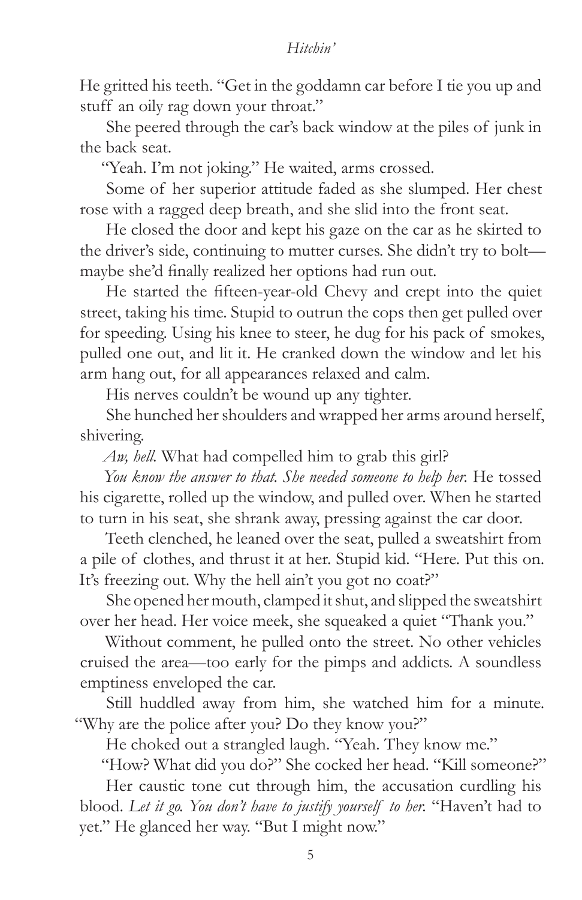He gritted his teeth. "Get in the goddamn car before I tie you up and stuff an oily rag down your throat."

She peered through the car's back window at the piles of junk in the back seat.

"Yeah. I'm not joking." He waited, arms crossed.

Some of her superior attitude faded as she slumped. Her chest rose with a ragged deep breath, and she slid into the front seat.

He closed the door and kept his gaze on the car as he skirted to the driver's side, continuing to mutter curses. She didn't try to bolt—maybe she'd finally realized her options had run out.

He started the fifteen-year-old Chevy and crept into the quiet street, taking his time. Stupid to outrun the cops then get pulled over for speeding. Using his knee to steer, he dug for his pack of smokes, pulled one out, and lit it. He cranked down the window and let his arm hang out, for all appearances relaxed and calm.

His nerves couldn't be wound up any tighter.

She hunched her shoulders and wrapped her arms around herself, shivering.

*Aw, hell.* What had compelled him to grab this girl?

*You know the answer to that. She needed someone to help her.* He tossed his cigarette, rolled up the window, and pulled over. When he started to turn in his seat, she shrank away, pressing against the car door.

Teeth clenched, he leaned over the seat, pulled a sweatshirt from a pile of clothes, and thrust it at her. Stupid kid. "Here. Put this on. It's freezing out. Why the hell ain't you got no coat?"

She opened her mouth, clamped it shut, and slipped the sweatshirt over her head. Her voice meek, she squeaked a quiet "Thank you."

Without comment, he pulled onto the street. No other vehicles cruised the area—too early for the pimps and addicts. A soundless emptiness enveloped the car.

Still huddled away from him, she watched him for a minute. "Why are the police after you? Do they know you?"

He choked out a strangled laugh. "Yeah. They know me."

"How? What did you do?" She cocked her head. "Kill someone?"

Her caustic tone cut through him, the accusation curdling his blood. *Let it go. You don't have to justify yourself to her.* "Haven't had to yet." He glanced her way. "But I might now."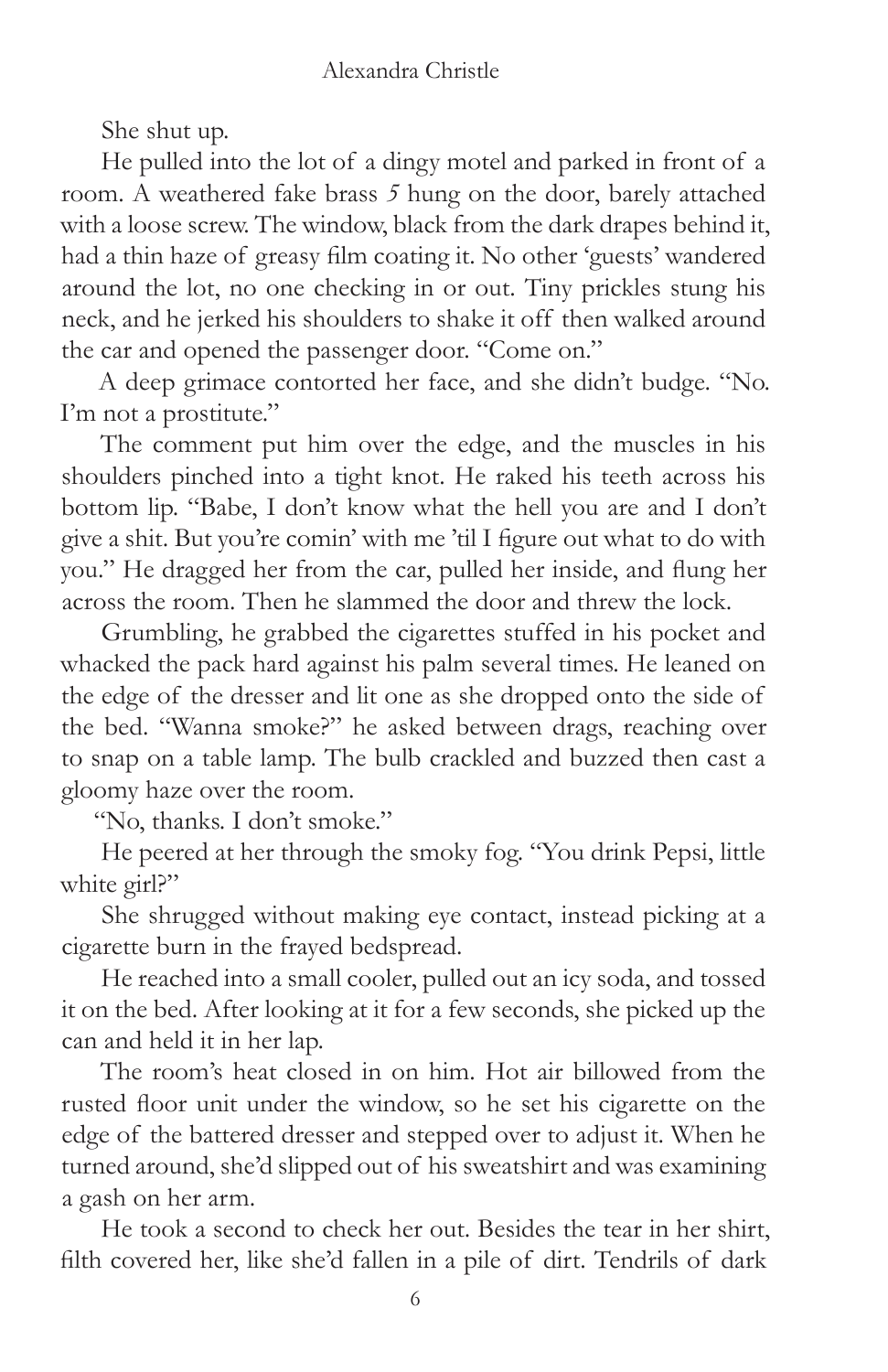She shut up.

He pulled into the lot of a dingy motel and parked in front of a room. A weathered fake brass *5* hung on the door, barely attached with a loose screw. The window, black from the dark drapes behind it, had a thin haze of greasy film coating it. No other 'guests' wandered around the lot, no one checking in or out. Tiny prickles stung his neck, and he jerked his shoulders to shake it off then walked around the car and opened the passenger door. "Come on."

A deep grimace contorted her face, and she didn't budge. "No. I'm not a prostitute."

The comment put him over the edge, and the muscles in his shoulders pinched into a tight knot. He raked his teeth across his bottom lip. "Babe, I don't know what the hell you are and I don't give a shit. But you're comin' with me 'til I figure out what to do with you." He dragged her from the car, pulled her inside, and flung her across the room. Then he slammed the door and threw the lock.

Grumbling, he grabbed the cigarettes stuffed in his pocket and whacked the pack hard against his palm several times. He leaned on the edge of the dresser and lit one as she dropped onto the side of the bed. "Wanna smoke?" he asked between drags, reaching over to snap on a table lamp. The bulb crackled and buzzed then cast a gloomy haze over the room.

"No, thanks. I don't smoke."

He peered at her through the smoky fog. "You drink Pepsi, little white girl?"

She shrugged without making eye contact, instead picking at a cigarette burn in the frayed bedspread.

He reached into a small cooler, pulled out an icy soda, and tossed it on the bed. After looking at it for a few seconds, she picked up the can and held it in her lap.

The room's heat closed in on him. Hot air billowed from the rusted floor unit under the window, so he set his cigarette on the edge of the battered dresser and stepped over to adjust it. When he turned around, she'd slipped out of his sweatshirt and was examining a gash on her arm.

He took a second to check her out. Besides the tear in her shirt, filth covered her, like she'd fallen in a pile of dirt. Tendrils of dark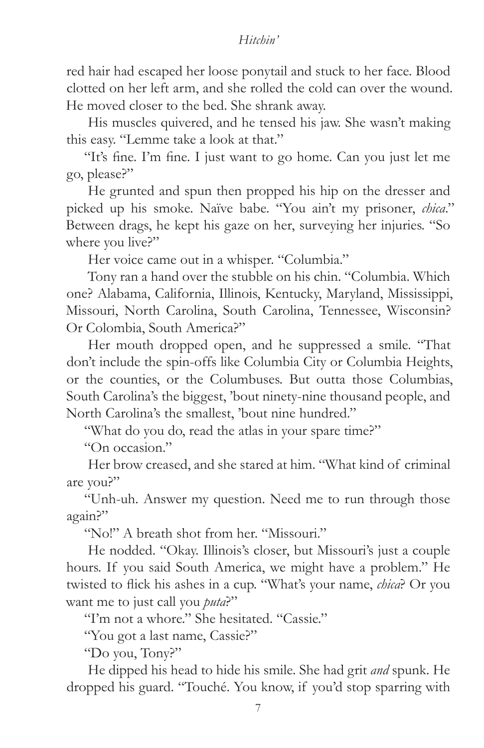red hair had escaped her loose ponytail and stuck to her face. Blood clotted on her left arm, and she rolled the cold can over the wound. He moved closer to the bed. She shrank away.

His muscles quivered, and he tensed his jaw. She wasn't making this easy. "Lemme take a look at that."

"It's fine. I'm fine. I just want to go home. Can you just let me go, please?"

He grunted and spun then propped his hip on the dresser and picked up his smoke. Naïve babe. "You ain't my prisoner, *chica*." Between drags, he kept his gaze on her, surveying her injuries. "So where you live?"

Her voice came out in a whisper. "Columbia."

Tony ran a hand over the stubble on his chin. "Columbia. Which one? Alabama, California, Illinois, Kentucky, Maryland, Mississippi, Missouri, North Carolina, South Carolina, Tennessee, Wisconsin? Or Colombia, South America?"

Her mouth dropped open, and he suppressed a smile. "That don't include the spin-offs like Columbia City or Columbia Heights, or the counties, or the Columbuses. But outta those Columbias, South Carolina's the biggest, 'bout ninety-nine thousand people, and North Carolina's the smallest, 'bout nine hundred."

"What do you do, read the atlas in your spare time?"

"On occasion."

Her brow creased, and she stared at him. "What kind of criminal are you?"

"Unh-uh. Answer my question. Need me to run through those again?"

"No!" A breath shot from her. "Missouri."

He nodded. "Okay. Illinois's closer, but Missouri's just a couple hours. If you said South America, we might have a problem." He twisted to flick his ashes in a cup. "What's your name, *chica*? Or you want me to just call you *puta*?"

"I'm not a whore." She hesitated. "Cassie."

"You got a last name, Cassie?"

"Do you, Tony?"

He dipped his head to hide his smile. She had grit *and* spunk. He dropped his guard. "Touché. You know, if you'd stop sparring with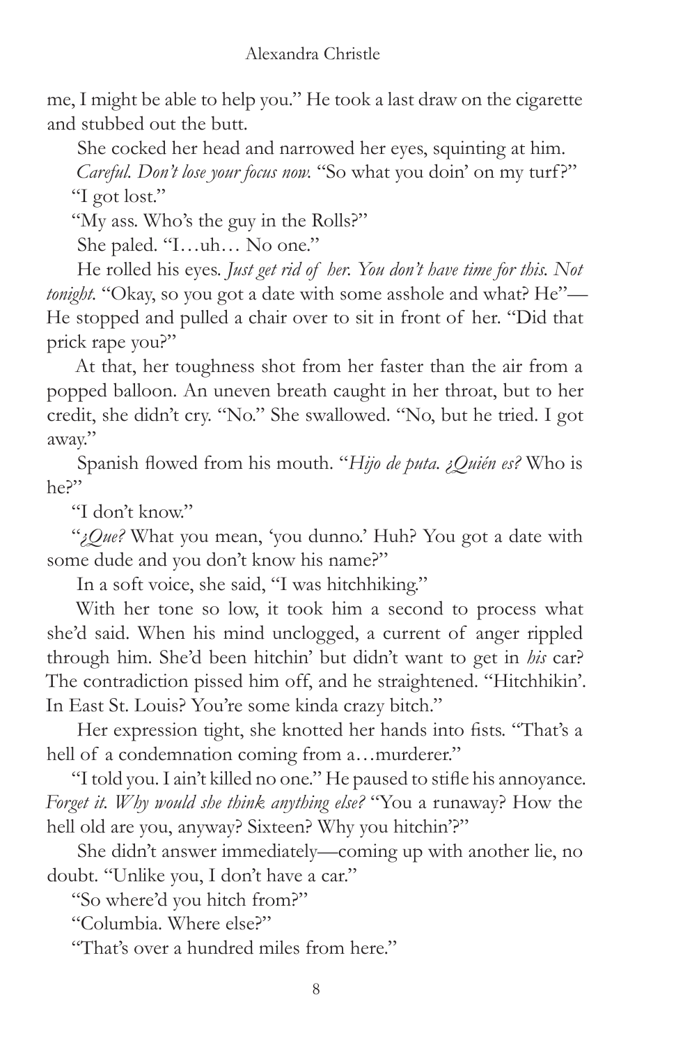me, I might be able to help you." He took a last draw on the cigarette and stubbed out the butt.

She cocked her head and narrowed her eyes, squinting at him.

*Careful. Don't lose your focus now.* "So what you doin' on my turf?"

"I got lost."

"My ass. Who's the guy in the Rolls?"

She paled. "I…uh… No one."

He rolled his eyes. *Just get rid of her. You don't have time for this. Not tonight.* "Okay, so you got a date with some asshole and what? He"—He stopped and pulled a chair over to sit in front of her. "Did that prick rape you?"

At that, her toughness shot from her faster than the air from a popped balloon. An uneven breath caught in her throat, but to her credit, she didn't cry. "No." She swallowed. "No, but he tried. I got away."

Spanish flowed from his mouth. "*Hijo de puta. ¿Quién es?* Who is he?"

"I don't know."

"*¿Que?* What you mean, 'you dunno.' Huh? You got a date with some dude and you don't know his name?"

In a soft voice, she said, "I was hitchhiking."

With her tone so low, it took him a second to process what she'd said. When his mind unclogged, a current of anger rippled through him. She'd been hitchin' but didn't want to get in *his* car? The contradiction pissed him off, and he straightened. "Hitchhikin'. In East St. Louis? You're some kinda crazy bitch."

Her expression tight, she knotted her hands into fists. "That's a hell of a condemnation coming from a…murderer."

"I told you. I ain't killed no one." He paused to stifle his annoyance. *Forget it. Why would she think anything else?* "You a runaway? How the hell old are you, anyway? Sixteen? Why you hitchin'?"

She didn't answer immediately—coming up with another lie, no doubt. "Unlike you, I don't have a car."

"So where'd you hitch from?"

"Columbia. Where else?"

"That's over a hundred miles from here."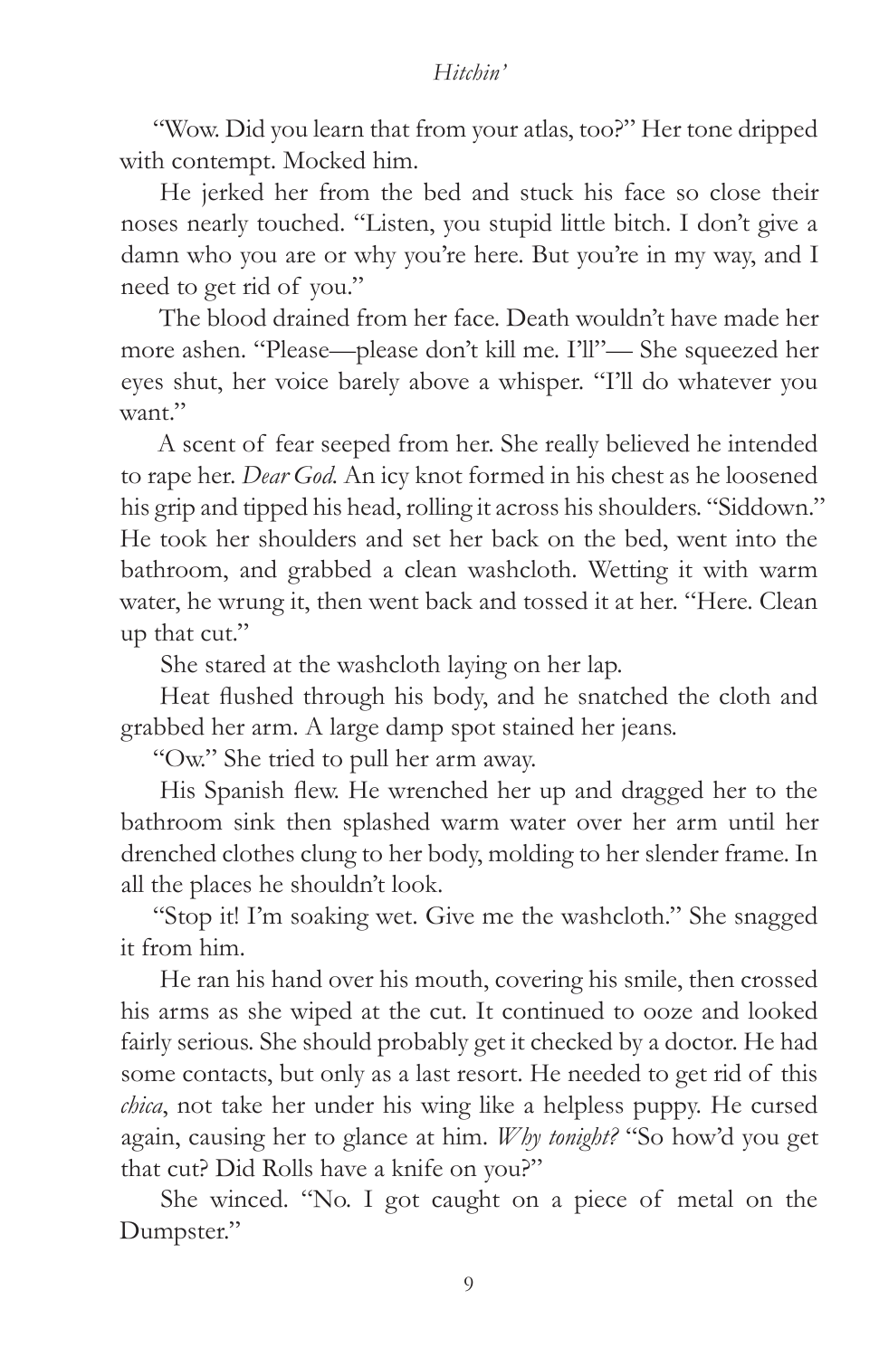"Wow. Did you learn that from your atlas, too?" Her tone dripped with contempt. Mocked him.

He jerked her from the bed and stuck his face so close their noses nearly touched. "Listen, you stupid little bitch. I don't give a damn who you are or why you're here. But you're in my way, and I need to get rid of you."

The blood drained from her face. Death wouldn't have made her more ashen. "Please—please don't kill me. I'll"— She squeezed her eyes shut, her voice barely above a whisper. "I'll do whatever you want."

A scent of fear seeped from her. She really believed he intended to rape her. *Dear God.* An icy knot formed in his chest as he loosened his grip and tipped his head, rolling it across his shoulders. "Siddown." He took her shoulders and set her back on the bed, went into the bathroom, and grabbed a clean washcloth. Wetting it with warm water, he wrung it, then went back and tossed it at her. "Here. Clean up that cut."

She stared at the washcloth laying on her lap.

Heat flushed through his body, and he snatched the cloth and grabbed her arm. A large damp spot stained her jeans.

"Ow." She tried to pull her arm away.

His Spanish flew. He wrenched her up and dragged her to the bathroom sink then splashed warm water over her arm until her drenched clothes clung to her body, molding to her slender frame. In all the places he shouldn't look.

"Stop it! I'm soaking wet. Give me the washcloth." She snagged it from him.

He ran his hand over his mouth, covering his smile, then crossed his arms as she wiped at the cut. It continued to ooze and looked fairly serious. She should probably get it checked by a doctor. He had some contacts, but only as a last resort. He needed to get rid of this *chica*, not take her under his wing like a helpless puppy. He cursed again, causing her to glance at him. *Why tonight?* "So how'd you get that cut? Did Rolls have a knife on you?"

She winced. "No. I got caught on a piece of metal on the Dumpster."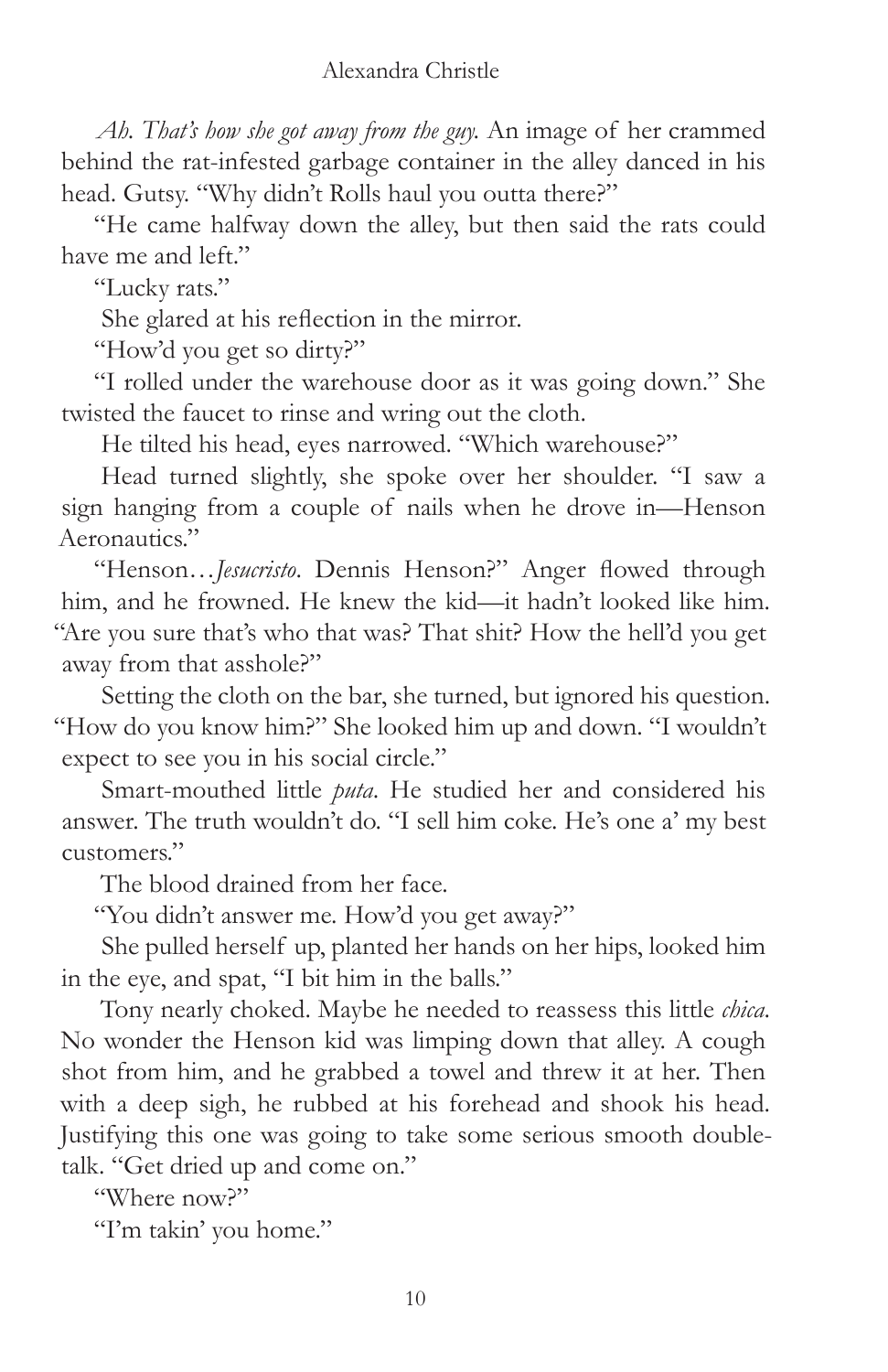*Ah. That's how she got away from the guy.* An image of her crammed behind the rat-infested garbage container in the alley danced in his head. Gutsy. "Why didn't Rolls haul you outta there?"

"He came halfway down the alley, but then said the rats could have me and left."

"Lucky rats."

She glared at his reflection in the mirror.

"How'd you get so dirty?"

"I rolled under the warehouse door as it was going down." She twisted the faucet to rinse and wring out the cloth.

He tilted his head, eyes narrowed. "Which warehouse?"

Head turned slightly, she spoke over her shoulder. "I saw a sign hanging from a couple of nails when he drove in—Henson Aeronautics."

"Henson…*Jesucristo*. Dennis Henson?" Anger flowed through him, and he frowned. He knew the kid—it hadn't looked like him. "Are you sure that's who that was? That shit? How the hell'd you get away from that asshole?"

Setting the cloth on the bar, she turned, but ignored his question. "How do you know him?" She looked him up and down. "I wouldn't expect to see you in his social circle."

Smart-mouthed little *puta*. He studied her and considered his answer. The truth wouldn't do. "I sell him coke. He's one a' my best customers."

The blood drained from her face.

"You didn't answer me. How'd you get away?"

She pulled herself up, planted her hands on her hips, looked him in the eye, and spat, "I bit him in the balls."

Tony nearly choked. Maybe he needed to reassess this little *chica*. No wonder the Henson kid was limping down that alley. A cough shot from him, and he grabbed a towel and threw it at her. Then with a deep sigh, he rubbed at his forehead and shook his head. Justifying this one was going to take some serious smooth double-talk. "Get dried up and come on."

"Where now?"

"I'm takin' you home."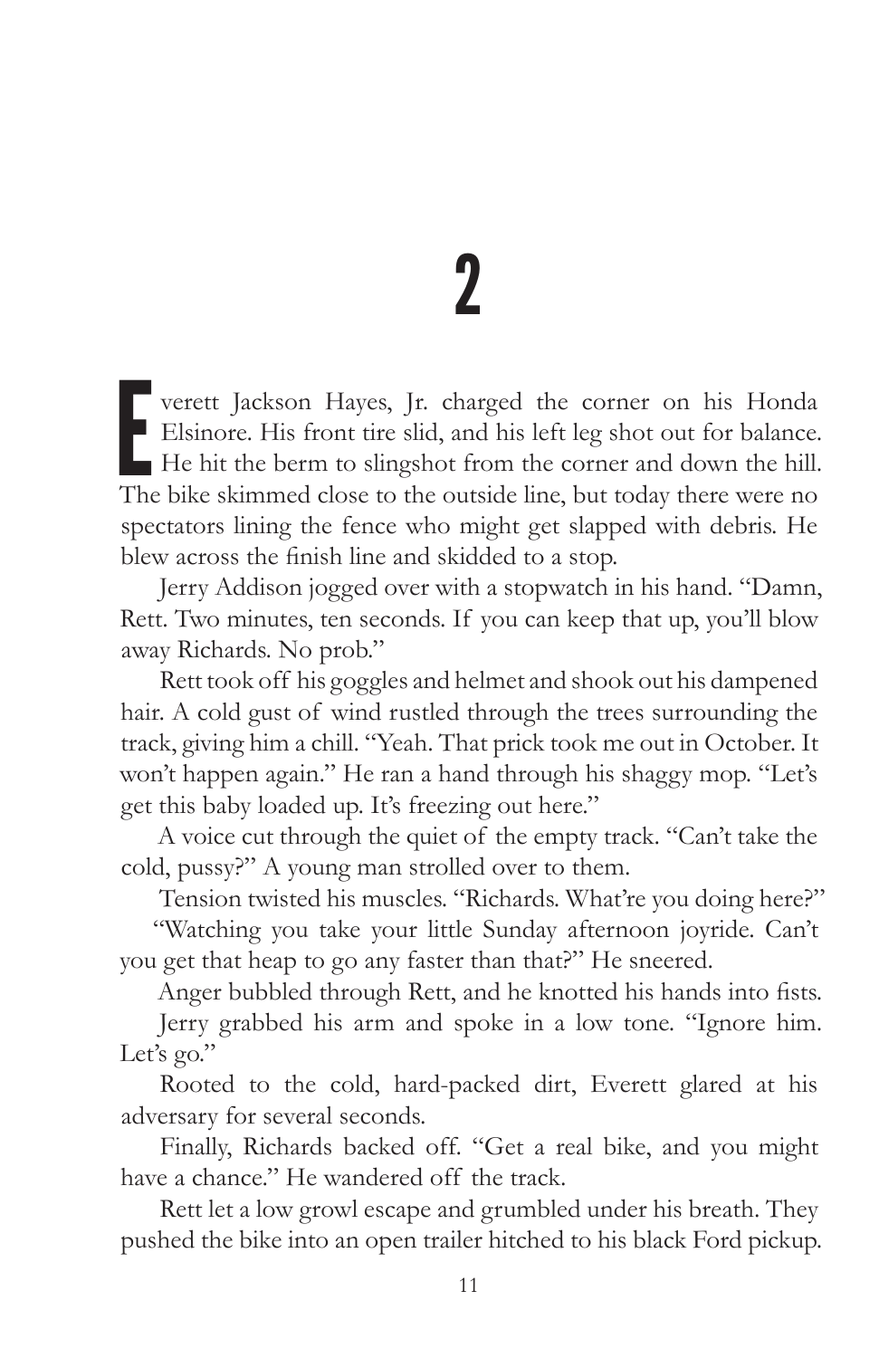# 2

Everett Jackson Hayes, Jr. charged the corner on his Honda Elsinore. His front tire slid, and his left leg shot out for balance. He hit the berm to slingshot from the corner and down the hill. The bike skimmed close to the outside line, but today there were no spectators lining the fence who might get slapped with debris. He blew across the finish line and skidded to a stop.

Jerry Addison jogged over with a stopwatch in his hand. "Damn, Rett. Two minutes, ten seconds. If you can keep that up, you'll blow away Richards. No prob."

Rett took off his goggles and helmet and shook out his dampened hair. A cold gust of wind rustled through the trees surrounding the track, giving him a chill. "Yeah. That prick took me out in October. It won't happen again." He ran a hand through his shaggy mop. "Let's get this baby loaded up. It's freezing out here."

A voice cut through the quiet of the empty track. "Can't take the cold, pussy?" A young man strolled over to them.

Tension twisted his muscles. "Richards. What're you doing here?"

"Watching you take your little Sunday afternoon joyride. Can't you get that heap to go any faster than that?" He sneered.

Anger bubbled through Rett, and he knotted his hands into fists.

Jerry grabbed his arm and spoke in a low tone. "Ignore him. Let's go."

Rooted to the cold, hard-packed dirt, Everett glared at his adversary for several seconds.

Finally, Richards backed off. "Get a real bike, and you might have a chance." He wandered off the track.

Rett let a low growl escape and grumbled under his breath. They pushed the bike into an open trailer hitched to his black Ford pickup.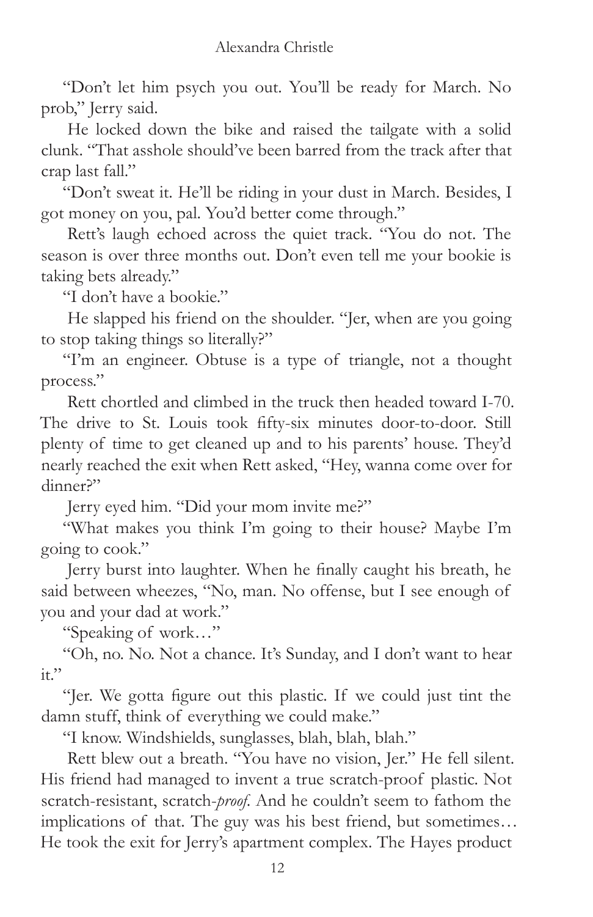"Don't let him psych you out. You'll be ready for March. No prob," Jerry said.

He locked down the bike and raised the tailgate with a solid clunk. "That asshole should've been barred from the track after that crap last fall."

"Don't sweat it. He'll be riding in your dust in March. Besides, I got money on you, pal. You'd better come through."

Rett's laugh echoed across the quiet track. "You do not. The season is over three months out. Don't even tell me your bookie is taking bets already."

"I don't have a bookie."

He slapped his friend on the shoulder. "Jer, when are you going to stop taking things so literally?"

"I'm an engineer. Obtuse is a type of triangle, not a thought process."

Rett chortled and climbed in the truck then headed toward I-70. The drive to St. Louis took fifty-six minutes door-to-door. Still plenty of time to get cleaned up and to his parents' house. They'd nearly reached the exit when Rett asked, "Hey, wanna come over for dinner?"

Jerry eyed him. "Did your mom invite me?"

"What makes you think I'm going to their house? Maybe I'm going to cook."

Jerry burst into laughter. When he finally caught his breath, he said between wheezes, "No, man. No offense, but I see enough of you and your dad at work."

"Speaking of work…"

"Oh, no. No. Not a chance. It's Sunday, and I don't want to hear it."

"Jer. We gotta figure out this plastic. If we could just tint the damn stuff, think of everything we could make."

"I know. Windshields, sunglasses, blah, blah, blah."

Rett blew out a breath. "You have no vision, Jer." He fell silent. His friend had managed to invent a true scratch-proof plastic. Not scratch-resistant, scratch-*proof*. And he couldn't seem to fathom the implications of that. The guy was his best friend, but sometimes… He took the exit for Jerry's apartment complex. The Hayes product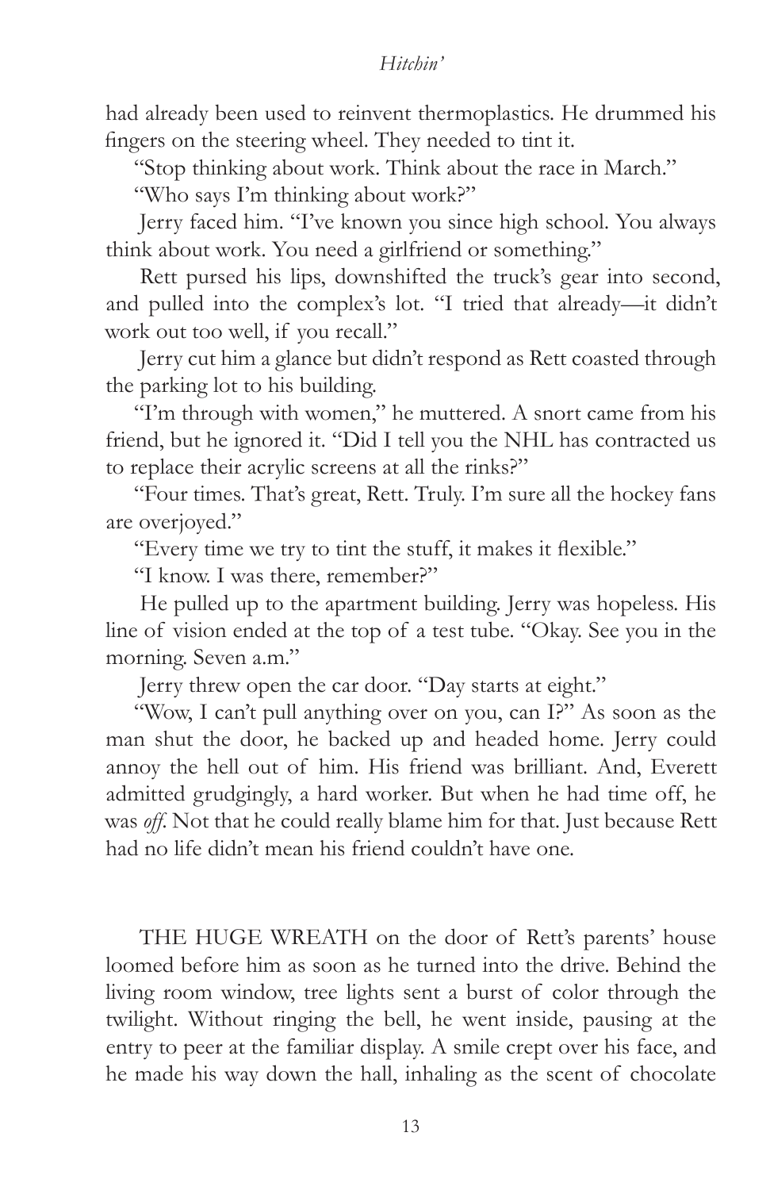had already been used to reinvent thermoplastics. He drummed his fingers on the steering wheel. They needed to tint it.

"Stop thinking about work. Think about the race in March."

"Who says I'm thinking about work?"

Jerry faced him. "I've known you since high school. You always think about work. You need a girlfriend or something."

Rett pursed his lips, downshifted the truck's gear into second, and pulled into the complex's lot. "I tried that already—it didn't work out too well, if you recall."

Jerry cut him a glance but didn't respond as Rett coasted through the parking lot to his building.

"I'm through with women," he muttered. A snort came from his friend, but he ignored it. "Did I tell you the NHL has contracted us to replace their acrylic screens at all the rinks?"

"Four times. That's great, Rett. Truly. I'm sure all the hockey fans are overjoyed."

"Every time we try to tint the stuff, it makes it flexible."

"I know. I was there, remember?"

He pulled up to the apartment building. Jerry was hopeless. His line of vision ended at the top of a test tube. "Okay. See you in the morning. Seven a.m."

Jerry threw open the car door. "Day starts at eight."

"Wow, I can't pull anything over on you, can I?" As soon as the man shut the door, he backed up and headed home. Jerry could annoy the hell out of him. His friend was brilliant. And, Everett admitted grudgingly, a hard worker. But when he had time off, he was *off*. Not that he could really blame him for that. Just because Rett had no life didn't mean his friend couldn't have one.

THE HUGE WREATH on the door of Rett's parents' house loomed before him as soon as he turned into the drive. Behind the living room window, tree lights sent a burst of color through the twilight. Without ringing the bell, he went inside, pausing at the entry to peer at the familiar display. A smile crept over his face, and he made his way down the hall, inhaling as the scent of chocolate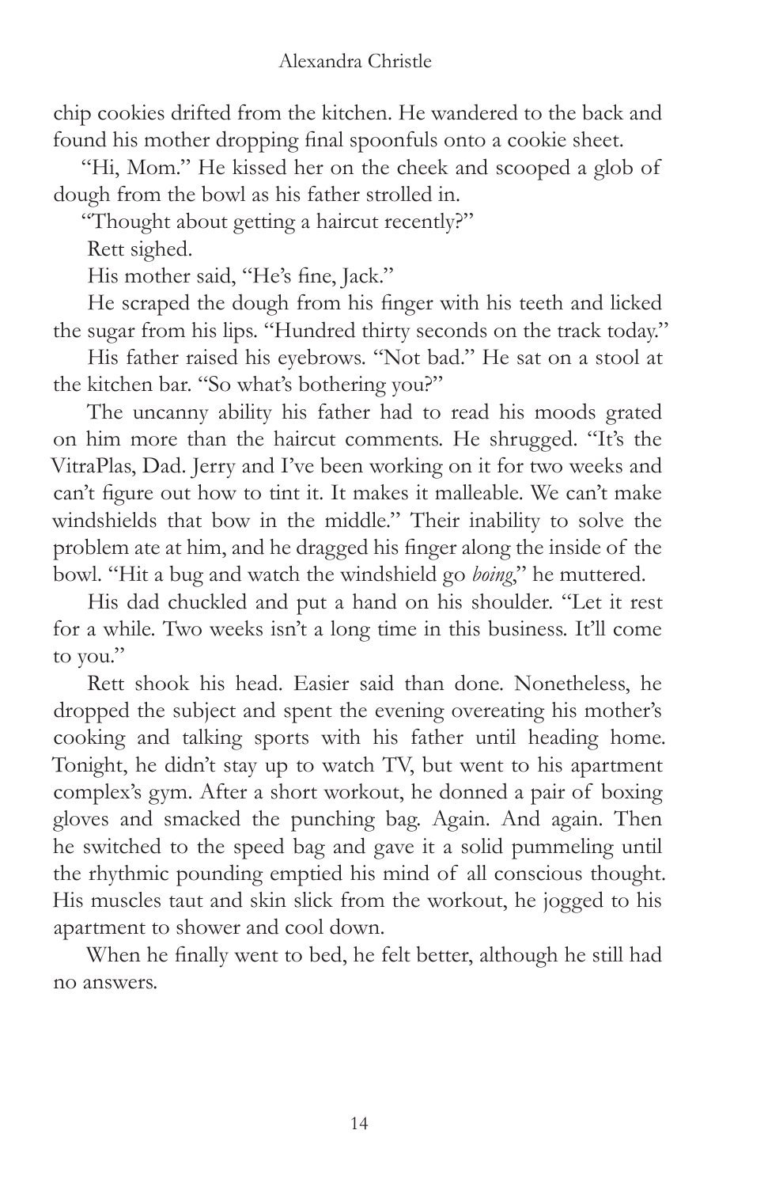chip cookies drifted from the kitchen. He wandered to the back and found his mother dropping final spoonfuls onto a cookie sheet.

"Hi, Mom." He kissed her on the cheek and scooped a glob of dough from the bowl as his father strolled in.

"Thought about getting a haircut recently?"

Rett sighed.

His mother said, "He's fine, Jack."

He scraped the dough from his finger with his teeth and licked the sugar from his lips. "Hundred thirty seconds on the track today."

His father raised his eyebrows. "Not bad." He sat on a stool at the kitchen bar. "So what's bothering you?"

The uncanny ability his father had to read his moods grated on him more than the haircut comments. He shrugged. "It's the VitraPlas, Dad. Jerry and I've been working on it for two weeks and can't figure out how to tint it. It makes it malleable. We can't make windshields that bow in the middle." Their inability to solve the problem ate at him, and he dragged his finger along the inside of the bowl. "Hit a bug and watch the windshield go *boing*," he muttered.

His dad chuckled and put a hand on his shoulder. "Let it rest for a while. Two weeks isn't a long time in this business. It'll come to you."

Rett shook his head. Easier said than done. Nonetheless, he dropped the subject and spent the evening overeating his mother's cooking and talking sports with his father until heading home. Tonight, he didn't stay up to watch TV, but went to his apartment complex's gym. After a short workout, he donned a pair of boxing gloves and smacked the punching bag. Again. And again. Then he switched to the speed bag and gave it a solid pummeling until the rhythmic pounding emptied his mind of all conscious thought. His muscles taut and skin slick from the workout, he jogged to his apartment to shower and cool down.

When he finally went to bed, he felt better, although he still had no answers.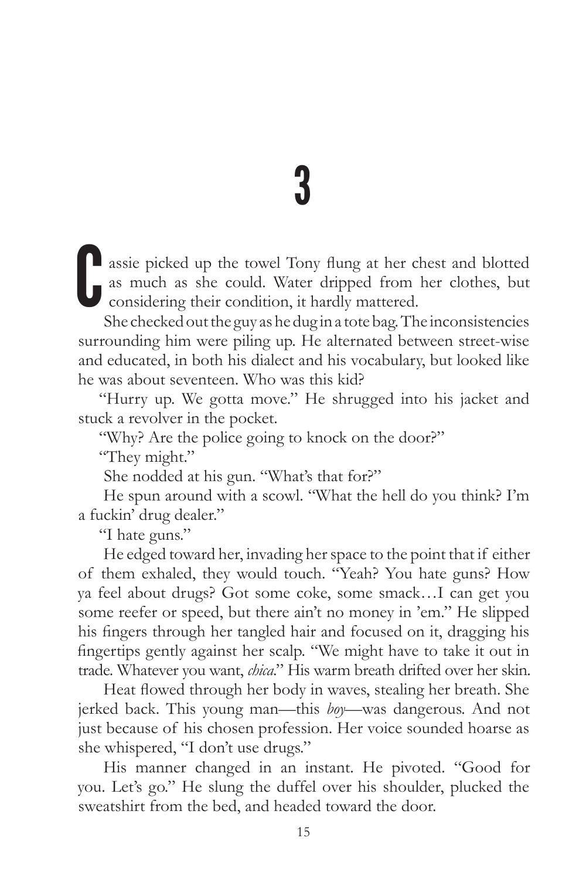# 3

Cassie picked up the towel Tony flung at her chest and blotted as much as she could. Water dripped from her clothes, but considering their condition, it hardly mattered.

She checked out the guy as he dug in a tote bag. The inconsistencies surrounding him were piling up. He alternated between street-wise and educated, in both his dialect and his vocabulary, but looked like he was about seventeen. Who was this kid?

"Hurry up. We gotta move." He shrugged into his jacket and stuck a revolver in the pocket.

"Why? Are the police going to knock on the door?"

"They might."

She nodded at his gun. "What's that for?"

He spun around with a scowl. "What the hell do you think? I'm a fuckin' drug dealer."

"I hate guns."

He edged toward her, invading her space to the point that if either of them exhaled, they would touch. "Yeah? You hate guns? How ya feel about drugs? Got some coke, some smack…I can get you some reefer or speed, but there ain't no money in 'em." He slipped his fingers through her tangled hair and focused on it, dragging his fingertips gently against her scalp. "We might have to take it out in trade. Whatever you want, *chica*." His warm breath drifted over her skin.

Heat flowed through her body in waves, stealing her breath. She jerked back. This young man—this *boy*—was dangerous. And not just because of his chosen profession. Her voice sounded hoarse as she whispered, "I don't use drugs."

His manner changed in an instant. He pivoted. "Good for you. Let's go." He slung the duffel over his shoulder, plucked the sweatshirt from the bed, and headed toward the door.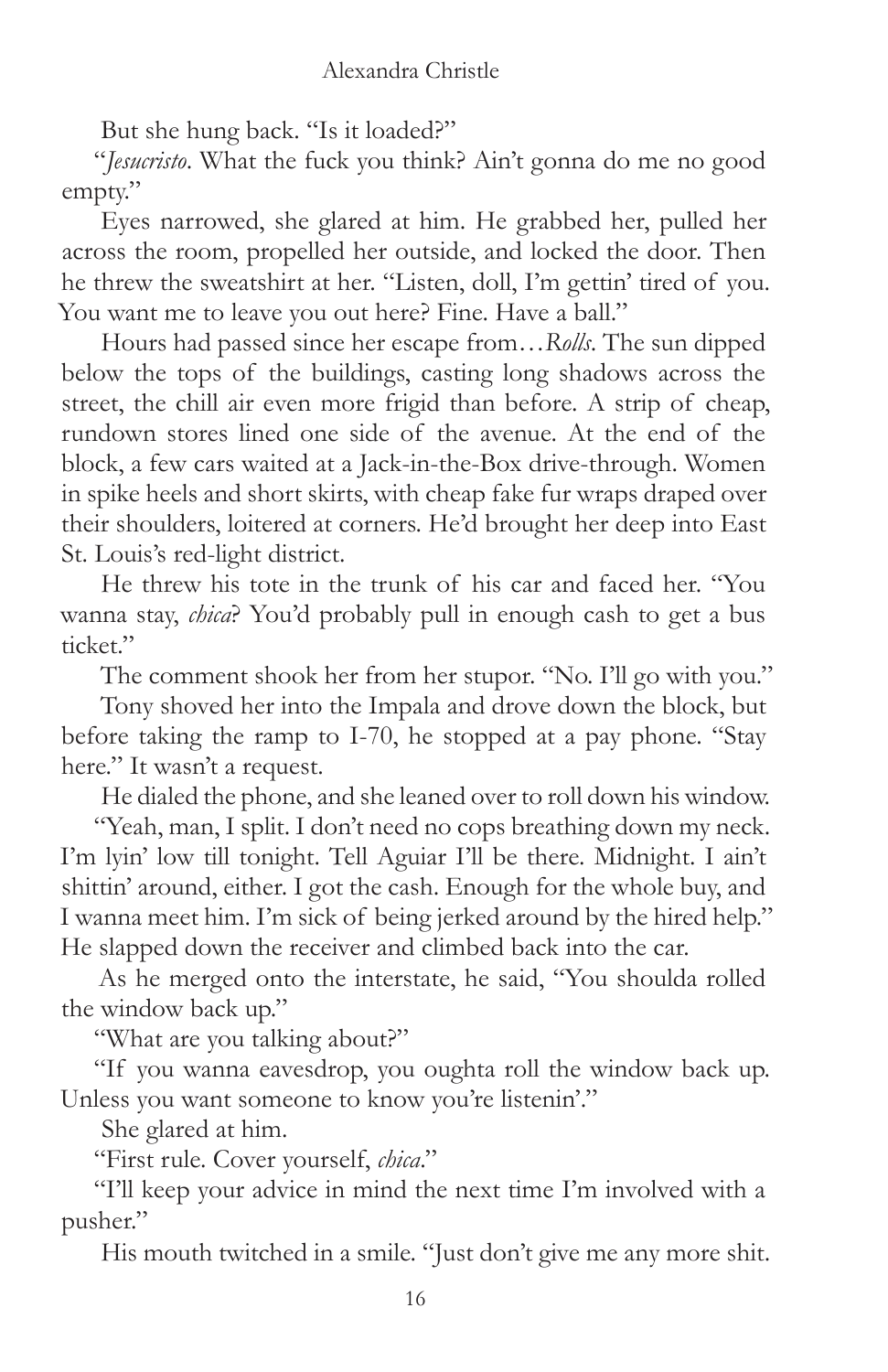But she hung back. "Is it loaded?"

"*Jesucristo*. What the fuck you think? Ain't gonna do me no good empty."

Eyes narrowed, she glared at him. He grabbed her, pulled her across the room, propelled her outside, and locked the door. Then he threw the sweatshirt at her. "Listen, doll, I'm gettin' tired of you. You want me to leave you out here? Fine. Have a ball."

Hours had passed since her escape from…*Rolls*. The sun dipped below the tops of the buildings, casting long shadows across the street, the chill air even more frigid than before. A strip of cheap, rundown stores lined one side of the avenue. At the end of the block, a few cars waited at a Jack-in-the-Box drive-through. Women in spike heels and short skirts, with cheap fake fur wraps draped over their shoulders, loitered at corners. He'd brought her deep into East St. Louis's red-light district.

He threw his tote in the trunk of his car and faced her. "You wanna stay, *chica*? You'd probably pull in enough cash to get a bus ticket."

The comment shook her from her stupor. "No. I'll go with you."

Tony shoved her into the Impala and drove down the block, but before taking the ramp to I-70, he stopped at a pay phone. "Stay here." It wasn't a request.

He dialed the phone, and she leaned over to roll down his window.

"Yeah, man, I split. I don't need no cops breathing down my neck. I'm lyin' low till tonight. Tell Aguiar I'll be there. Midnight. I ain't shittin' around, either. I got the cash. Enough for the whole buy, and I wanna meet him. I'm sick of being jerked around by the hired help." He slapped down the receiver and climbed back into the car.

As he merged onto the interstate, he said, "You shoulda rolled the window back up."

"What are you talking about?"

"If you wanna eavesdrop, you oughta roll the window back up. Unless you want someone to know you're listenin'."

She glared at him.

"First rule. Cover yourself, *chica*."

"I'll keep your advice in mind the next time I'm involved with a pusher."

His mouth twitched in a smile. "Just don't give me any more shit.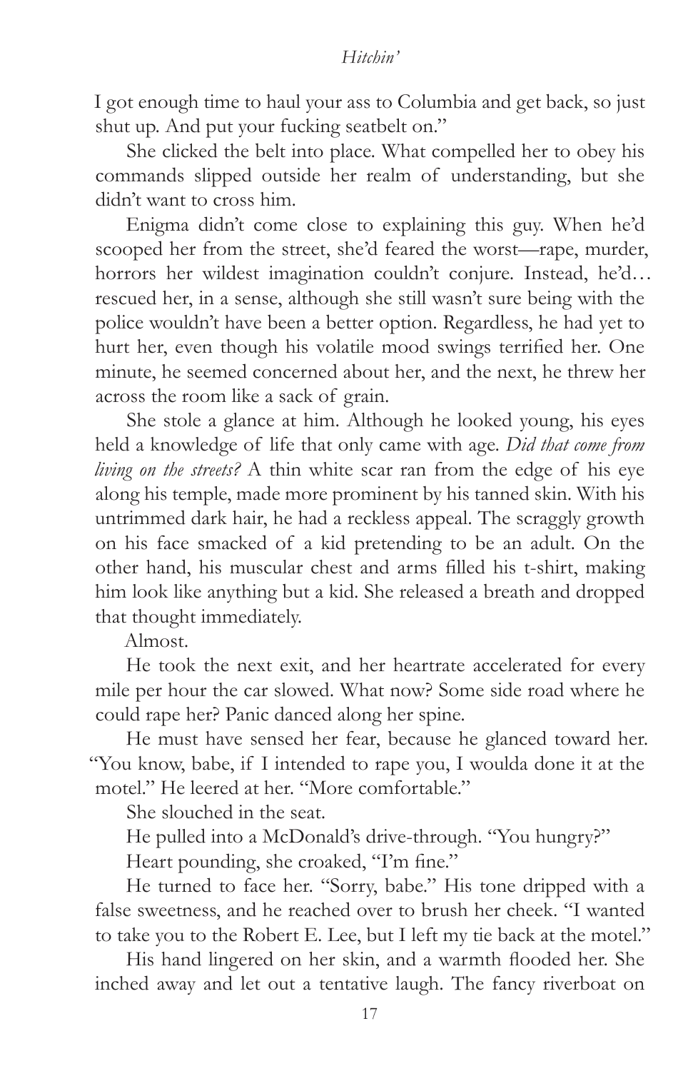I got enough time to haul your ass to Columbia and get back, so just shut up. And put your fucking seatbelt on."

She clicked the belt into place. What compelled her to obey his commands slipped outside her realm of understanding, but she didn't want to cross him.

Enigma didn't come close to explaining this guy. When he'd scooped her from the street, she'd feared the worst—rape, murder, horrors her wildest imagination couldn't conjure. Instead, he'd… rescued her, in a sense, although she still wasn't sure being with the police wouldn't have been a better option. Regardless, he had yet to hurt her, even though his volatile mood swings terrified her. One minute, he seemed concerned about her, and the next, he threw her across the room like a sack of grain.

She stole a glance at him. Although he looked young, his eyes held a knowledge of life that only came with age. *Did that come from living on the streets?* A thin white scar ran from the edge of his eye along his temple, made more prominent by his tanned skin. With his untrimmed dark hair, he had a reckless appeal. The scraggly growth on his face smacked of a kid pretending to be an adult. On the other hand, his muscular chest and arms filled his t-shirt, making him look like anything but a kid. She released a breath and dropped that thought immediately.

Almost.

He took the next exit, and her heartrate accelerated for every mile per hour the car slowed. What now? Some side road where he could rape her? Panic danced along her spine.

He must have sensed her fear, because he glanced toward her. "You know, babe, if I intended to rape you, I woulda done it at the motel." He leered at her. "More comfortable."

She slouched in the seat.

He pulled into a McDonald's drive-through. "You hungry?"

Heart pounding, she croaked, "I'm fine."

He turned to face her. "Sorry, babe." His tone dripped with a false sweetness, and he reached over to brush her cheek. "I wanted to take you to the Robert E. Lee, but I left my tie back at the motel."

His hand lingered on her skin, and a warmth flooded her. She inched away and let out a tentative laugh. The fancy riverboat on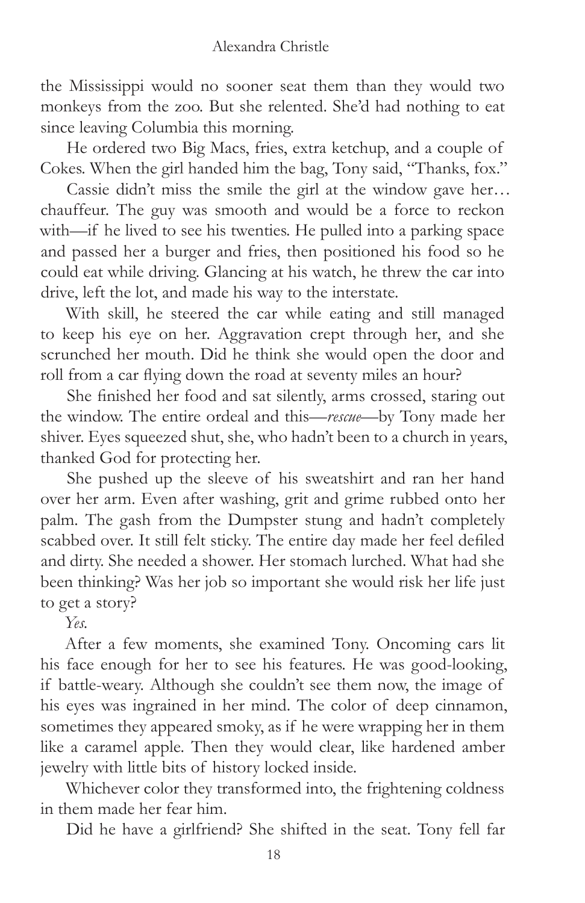the Mississippi would no sooner seat them than they would two monkeys from the zoo. But she relented. She'd had nothing to eat since leaving Columbia this morning.

He ordered two Big Macs, fries, extra ketchup, and a couple of Cokes. When the girl handed him the bag, Tony said, "Thanks, fox."

Cassie didn't miss the smile the girl at the window gave her… chauffeur. The guy was smooth and would be a force to reckon with—if he lived to see his twenties. He pulled into a parking space and passed her a burger and fries, then positioned his food so he could eat while driving. Glancing at his watch, he threw the car into drive, left the lot, and made his way to the interstate.

With skill, he steered the car while eating and still managed to keep his eye on her. Aggravation crept through her, and she scrunched her mouth. Did he think she would open the door and roll from a car flying down the road at seventy miles an hour?

She finished her food and sat silently, arms crossed, staring out the window. The entire ordeal and this—*rescue*—by Tony made her shiver. Eyes squeezed shut, she, who hadn't been to a church in years, thanked God for protecting her.

She pushed up the sleeve of his sweatshirt and ran her hand over her arm. Even after washing, grit and grime rubbed onto her palm. The gash from the Dumpster stung and hadn't completely scabbed over. It still felt sticky. The entire day made her feel defiled and dirty. She needed a shower. Her stomach lurched. What had she been thinking? Was her job so important she would risk her life just to get a story?

*Yes.*

After a few moments, she examined Tony. Oncoming cars lit his face enough for her to see his features. He was good-looking, if battle-weary. Although she couldn't see them now, the image of his eyes was ingrained in her mind. The color of deep cinnamon, sometimes they appeared smoky, as if he were wrapping her in them like a caramel apple. Then they would clear, like hardened amber jewelry with little bits of history locked inside.

Whichever color they transformed into, the frightening coldness in them made her fear him.

Did he have a girlfriend? She shifted in the seat. Tony fell far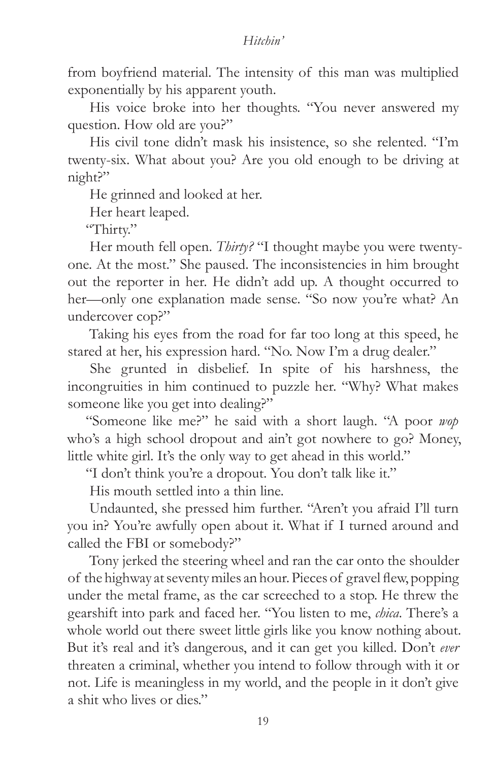from boyfriend material. The intensity of this man was multiplied exponentially by his apparent youth.

His voice broke into her thoughts. "You never answered my question. How old are you?"

His civil tone didn't mask his insistence, so she relented. "I'm twenty-six. What about you? Are you old enough to be driving at night?"

He grinned and looked at her.

Her heart leaped.

"Thirty."

Her mouth fell open. *Thirty?* "I thought maybe you were twenty-one. At the most." She paused. The inconsistencies in him brought out the reporter in her. He didn't add up. A thought occurred to her—only one explanation made sense. "So now you're what? An undercover cop?"

Taking his eyes from the road for far too long at this speed, he stared at her, his expression hard. "No. Now I'm a drug dealer."

She grunted in disbelief. In spite of his harshness, the incongruities in him continued to puzzle her. "Why? What makes someone like you get into dealing?"

"Someone like me?" he said with a short laugh. "A poor *wop* who's a high school dropout and ain't got nowhere to go? Money, little white girl. It's the only way to get ahead in this world."

"I don't think you're a dropout. You don't talk like it."

His mouth settled into a thin line.

Undaunted, she pressed him further. "Aren't you afraid I'll turn you in? You're awfully open about it. What if I turned around and called the FBI or somebody?"

Tony jerked the steering wheel and ran the car onto the shoulder of the highway at seventy miles an hour. Pieces of gravel flew, popping under the metal frame, as the car screeched to a stop. He threw the gearshift into park and faced her. "You listen to me, *chica*. There's a whole world out there sweet little girls like you know nothing about. But it's real and it's dangerous, and it can get you killed. Don't *ever* threaten a criminal, whether you intend to follow through with it or not. Life is meaningless in my world, and the people in it don't give a shit who lives or dies."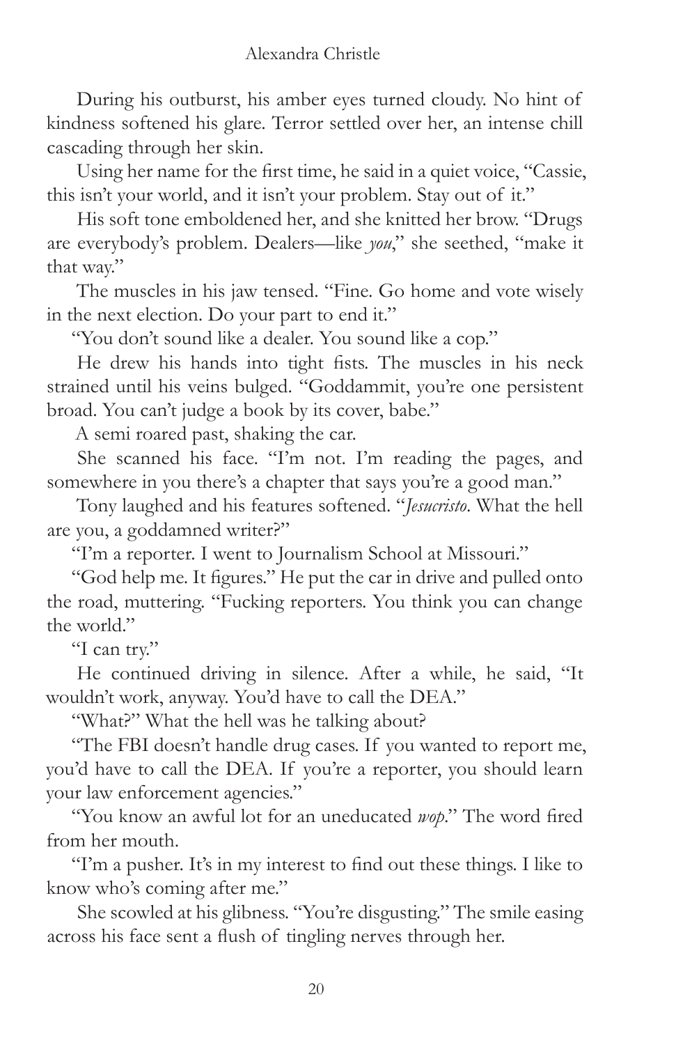During his outburst, his amber eyes turned cloudy. No hint of kindness softened his glare. Terror settled over her, an intense chill cascading through her skin.

Using her name for the first time, he said in a quiet voice, "Cassie, this isn't your world, and it isn't your problem. Stay out of it."

His soft tone emboldened her, and she knitted her brow. "Drugs are everybody's problem. Dealers—like *you*," she seethed, "make it that way."

The muscles in his jaw tensed. "Fine. Go home and vote wisely in the next election. Do your part to end it."

"You don't sound like a dealer. You sound like a cop."

He drew his hands into tight fists. The muscles in his neck strained until his veins bulged. "Goddammit, you're one persistent broad. You can't judge a book by its cover, babe."

A semi roared past, shaking the car.

She scanned his face. "I'm not. I'm reading the pages, and somewhere in you there's a chapter that says you're a good man."

Tony laughed and his features softened. "*Jesucristo*. What the hell are you, a goddamned writer?"

"I'm a reporter. I went to Journalism School at Missouri."

"God help me. It figures." He put the car in drive and pulled onto the road, muttering. "Fucking reporters. You think you can change the world."

"I can try."

He continued driving in silence. After a while, he said, "It wouldn't work, anyway. You'd have to call the DEA."

"What?" What the hell was he talking about?

"The FBI doesn't handle drug cases. If you wanted to report me, you'd have to call the DEA. If you're a reporter, you should learn your law enforcement agencies."

"You know an awful lot for an uneducated *wop*." The word fired from her mouth.

"I'm a pusher. It's in my interest to find out these things. I like to know who's coming after me."

She scowled at his glibness. "You're disgusting." The smile easing across his face sent a flush of tingling nerves through her.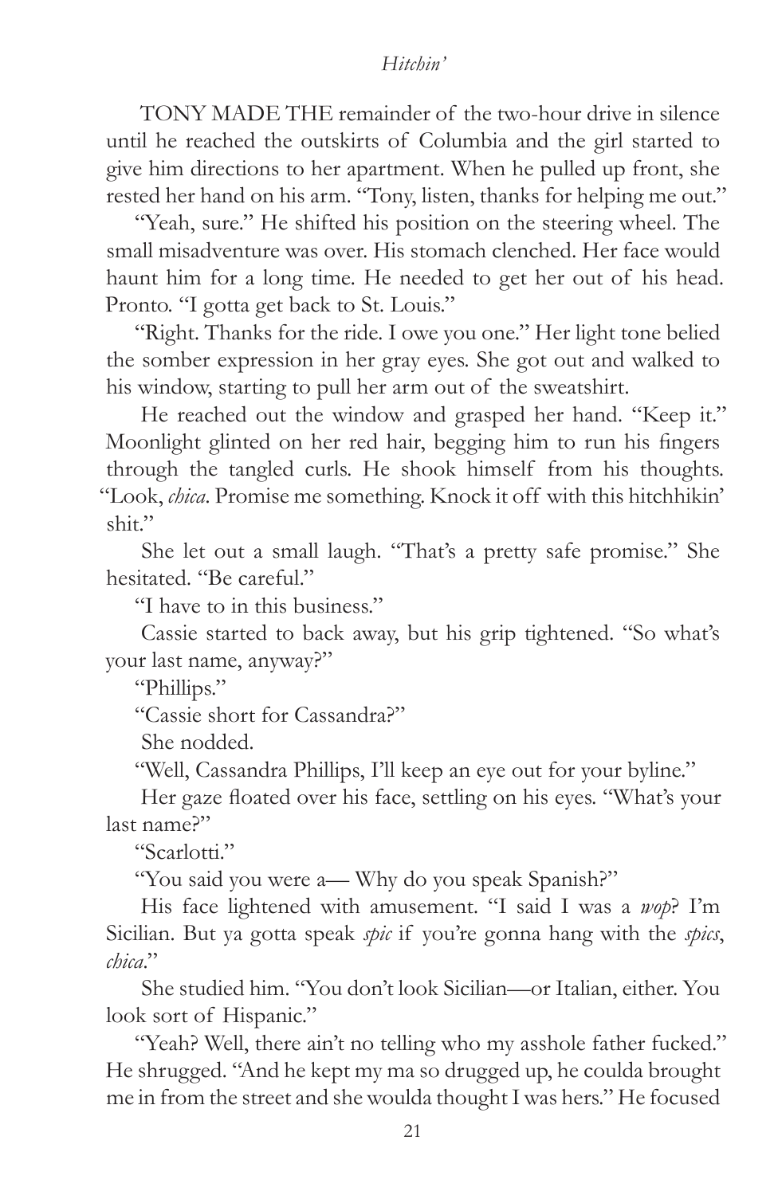TONY MADE THE remainder of the two-hour drive in silence until he reached the outskirts of Columbia and the girl started to give him directions to her apartment. When he pulled up front, she rested her hand on his arm. "Tony, listen, thanks for helping me out."

"Yeah, sure." He shifted his position on the steering wheel. The small misadventure was over. His stomach clenched. Her face would haunt him for a long time. He needed to get her out of his head. Pronto. "I gotta get back to St. Louis."

"Right. Thanks for the ride. I owe you one." Her light tone belied the somber expression in her gray eyes. She got out and walked to his window, starting to pull her arm out of the sweatshirt.

He reached out the window and grasped her hand. "Keep it." Moonlight glinted on her red hair, begging him to run his fingers through the tangled curls. He shook himself from his thoughts. "Look, *chica*. Promise me something. Knock it off with this hitchhikin' shit."

She let out a small laugh. "That's a pretty safe promise." She hesitated. "Be careful."

"I have to in this business."

Cassie started to back away, but his grip tightened. "So what's your last name, anyway?"

"Phillips."

"Cassie short for Cassandra?"

She nodded.

"Well, Cassandra Phillips, I'll keep an eye out for your byline."

Her gaze floated over his face, settling on his eyes. "What's your last name?"

"Scarlotti."

"You said you were a— Why do you speak Spanish?"

His face lightened with amusement. "I said I was a *wop*? I'm Sicilian. But ya gotta speak *spic* if you're gonna hang with the *spics*, *chica*."

She studied him. "You don't look Sicilian—or Italian, either. You look sort of Hispanic."

"Yeah? Well, there ain't no telling who my asshole father fucked." He shrugged. "And he kept my ma so drugged up, he coulda brought me in from the street and she woulda thought I was hers." He focused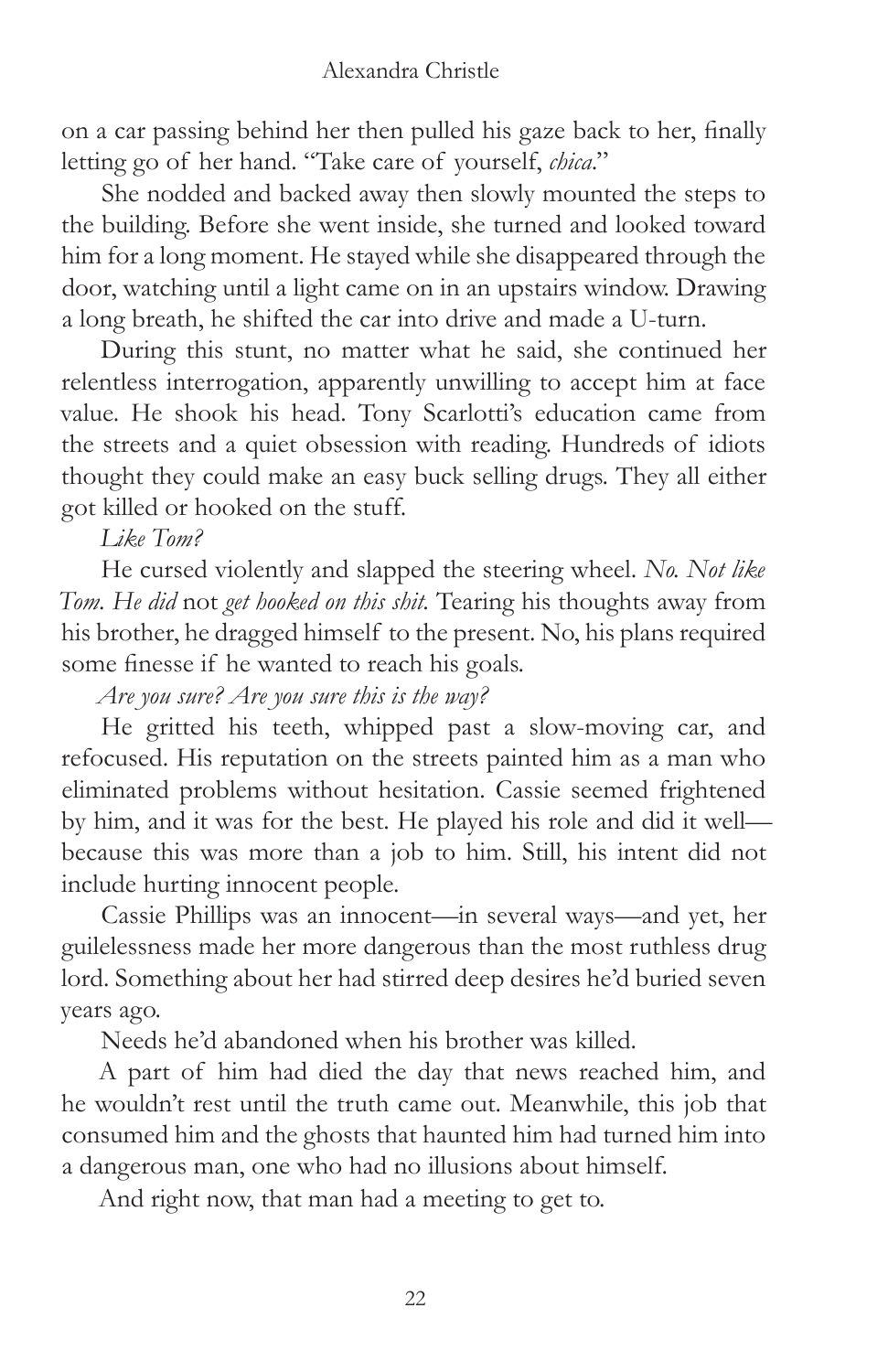on a car passing behind her then pulled his gaze back to her, finally letting go of her hand. "Take care of yourself, *chica*."

She nodded and backed away then slowly mounted the steps to the building. Before she went inside, she turned and looked toward him for a long moment. He stayed while she disappeared through the door, watching until a light came on in an upstairs window. Drawing a long breath, he shifted the car into drive and made a U-turn.

During this stunt, no matter what he said, she continued her relentless interrogation, apparently unwilling to accept him at face value. He shook his head. Tony Scarlotti's education came from the streets and a quiet obsession with reading. Hundreds of idiots thought they could make an easy buck selling drugs. They all either got killed or hooked on the stuff.

*Like Tom?*

He cursed violently and slapped the steering wheel. *No. Not like Tom. He did* not *get hooked on this shit.* Tearing his thoughts away from his brother, he dragged himself to the present. No, his plans required some finesse if he wanted to reach his goals.

*Are you sure? Are you sure this is the way?*

He gritted his teeth, whipped past a slow-moving car, and refocused. His reputation on the streets painted him as a man who eliminated problems without hesitation. Cassie seemed frightened by him, and it was for the best. He played his role and did it well—because this was more than a job to him. Still, his intent did not include hurting innocent people.

Cassie Phillips was an innocent—in several ways—and yet, her guilelessness made her more dangerous than the most ruthless drug lord. Something about her had stirred deep desires he'd buried seven years ago.

Needs he'd abandoned when his brother was killed.

A part of him had died the day that news reached him, and he wouldn't rest until the truth came out. Meanwhile, this job that consumed him and the ghosts that haunted him had turned him into a dangerous man, one who had no illusions about himself.

And right now, that man had a meeting to get to.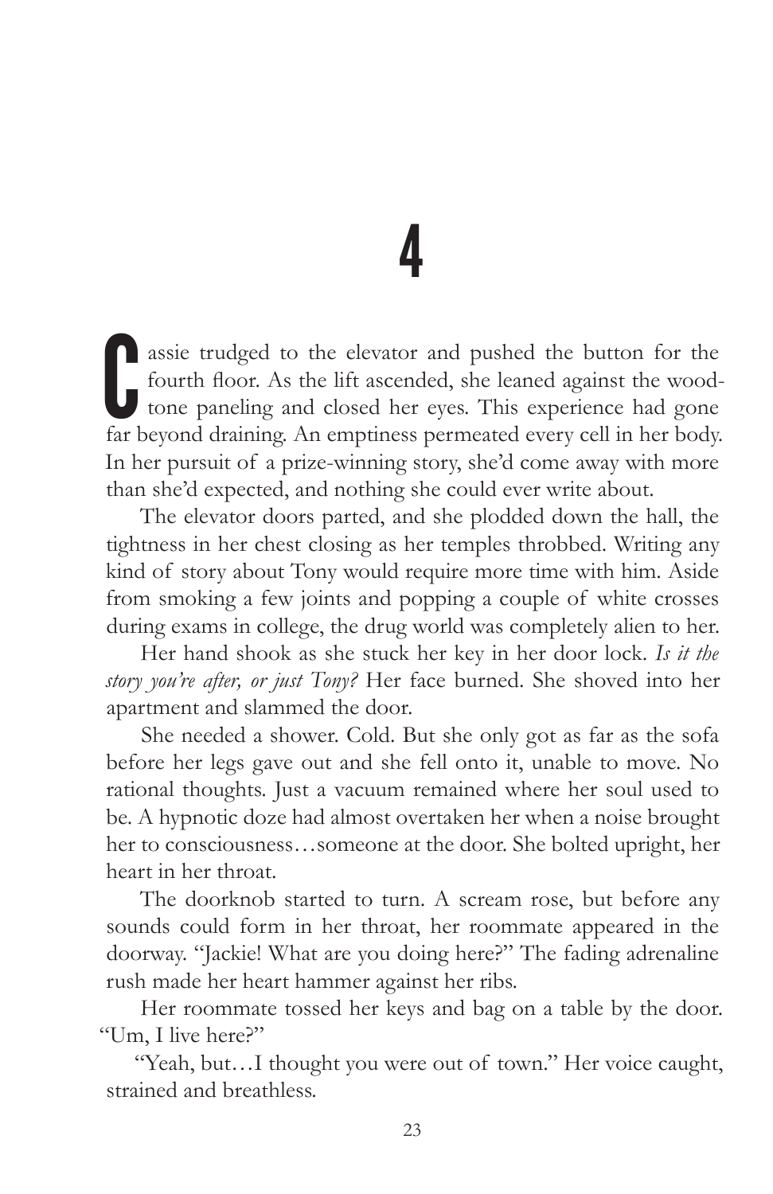# 4

Cassie trudged to the elevator and pushed the button for the fourth floor. As the lift ascended, she leaned against the wood-tone paneling and closed her eyes. This experience had gone far beyond draining. An emptiness permeated every cell in her body. In her pursuit of a prize-winning story, she'd come away with more than she'd expected, and nothing she could ever write about.

The elevator doors parted, and she plodded down the hall, the tightness in her chest closing as her temples throbbed. Writing any kind of story about Tony would require more time with him. Aside from smoking a few joints and popping a couple of white crosses during exams in college, the drug world was completely alien to her.

Her hand shook as she stuck her key in her door lock. *Is it the story you're after, or just Tony?* Her face burned. She shoved into her apartment and slammed the door.

She needed a shower. Cold. But she only got as far as the sofa before her legs gave out and she fell onto it, unable to move. No rational thoughts. Just a vacuum remained where her soul used to be. A hypnotic doze had almost overtaken her when a noise brought her to consciousness…someone at the door. She bolted upright, her heart in her throat.

The doorknob started to turn. A scream rose, but before any sounds could form in her throat, her roommate appeared in the doorway. "Jackie! What are you doing here?" The fading adrenaline rush made her heart hammer against her ribs.

Her roommate tossed her keys and bag on a table by the door. "Um, I live here?"

"Yeah, but…I thought you were out of town." Her voice caught, strained and breathless.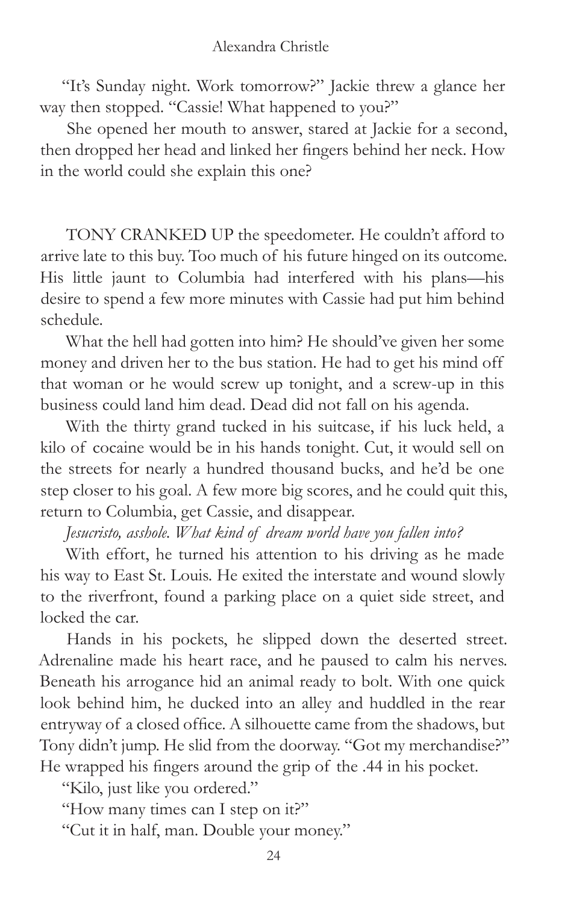"It's Sunday night. Work tomorrow?" Jackie threw a glance her way then stopped. "Cassie! What happened to you?"

She opened her mouth to answer, stared at Jackie for a second, then dropped her head and linked her fingers behind her neck. How in the world could she explain this one?

TONY CRANKED UP the speedometer. He couldn't afford to arrive late to this buy. Too much of his future hinged on its outcome. His little jaunt to Columbia had interfered with his plans—his desire to spend a few more minutes with Cassie had put him behind schedule.

What the hell had gotten into him? He should've given her some money and driven her to the bus station. He had to get his mind off that woman or he would screw up tonight, and a screw-up in this business could land him dead. Dead did not fall on his agenda.

With the thirty grand tucked in his suitcase, if his luck held, a kilo of cocaine would be in his hands tonight. Cut, it would sell on the streets for nearly a hundred thousand bucks, and he'd be one step closer to his goal. A few more big scores, and he could quit this, return to Columbia, get Cassie, and disappear.

*Jesucristo, asshole. What kind of dream world have you fallen into?*

With effort, he turned his attention to his driving as he made his way to East St. Louis. He exited the interstate and wound slowly to the riverfront, found a parking place on a quiet side street, and locked the car.

Hands in his pockets, he slipped down the deserted street. Adrenaline made his heart race, and he paused to calm his nerves. Beneath his arrogance hid an animal ready to bolt. With one quick look behind him, he ducked into an alley and huddled in the rear entryway of a closed office. A silhouette came from the shadows, but Tony didn't jump. He slid from the doorway. "Got my merchandise?" He wrapped his fingers around the grip of the .44 in his pocket.

"Kilo, just like you ordered."

"How many times can I step on it?"

"Cut it in half, man. Double your money."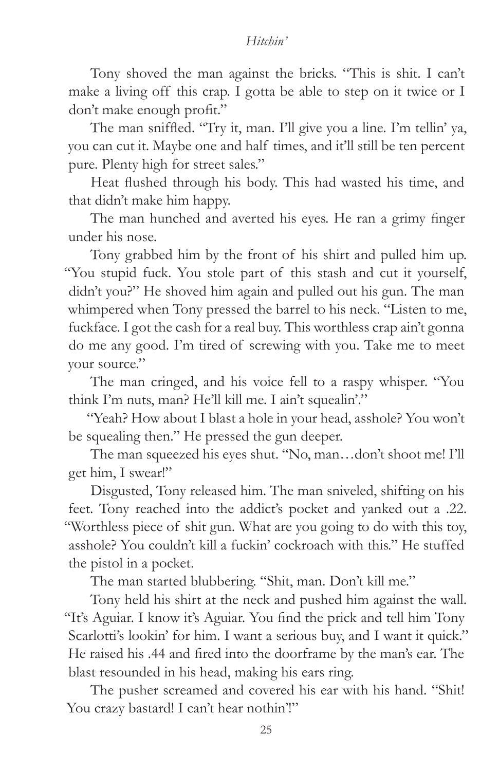Tony shoved the man against the bricks. "This is shit. I can't make a living off this crap. I gotta be able to step on it twice or I don't make enough profit."

The man sniffled. "Try it, man. I'll give you a line. I'm tellin' ya, you can cut it. Maybe one and half times, and it'll still be ten percent pure. Plenty high for street sales."

Heat flushed through his body. This had wasted his time, and that didn't make him happy.

The man hunched and averted his eyes. He ran a grimy finger under his nose.

Tony grabbed him by the front of his shirt and pulled him up. "You stupid fuck. You stole part of this stash and cut it yourself, didn't you?" He shoved him again and pulled out his gun. The man whimpered when Tony pressed the barrel to his neck. "Listen to me, fuckface. I got the cash for a real buy. This worthless crap ain't gonna do me any good. I'm tired of screwing with you. Take me to meet your source."

The man cringed, and his voice fell to a raspy whisper. "You think I'm nuts, man? He'll kill me. I ain't squealin'."

"Yeah? How about I blast a hole in your head, asshole? You won't be squealing then." He pressed the gun deeper.

The man squeezed his eyes shut. "No, man…don't shoot me! I'll get him, I swear!"

Disgusted, Tony released him. The man sniveled, shifting on his feet. Tony reached into the addict's pocket and yanked out a .22. "Worthless piece of shit gun. What are you going to do with this toy, asshole? You couldn't kill a fuckin' cockroach with this." He stuffed the pistol in a pocket.

The man started blubbering. "Shit, man. Don't kill me."

Tony held his shirt at the neck and pushed him against the wall. "It's Aguiar. I know it's Aguiar. You find the prick and tell him Tony Scarlotti's lookin' for him. I want a serious buy, and I want it quick." He raised his .44 and fired into the doorframe by the man's ear. The blast resounded in his head, making his ears ring.

The pusher screamed and covered his ear with his hand. "Shit! You crazy bastard! I can't hear nothin'!"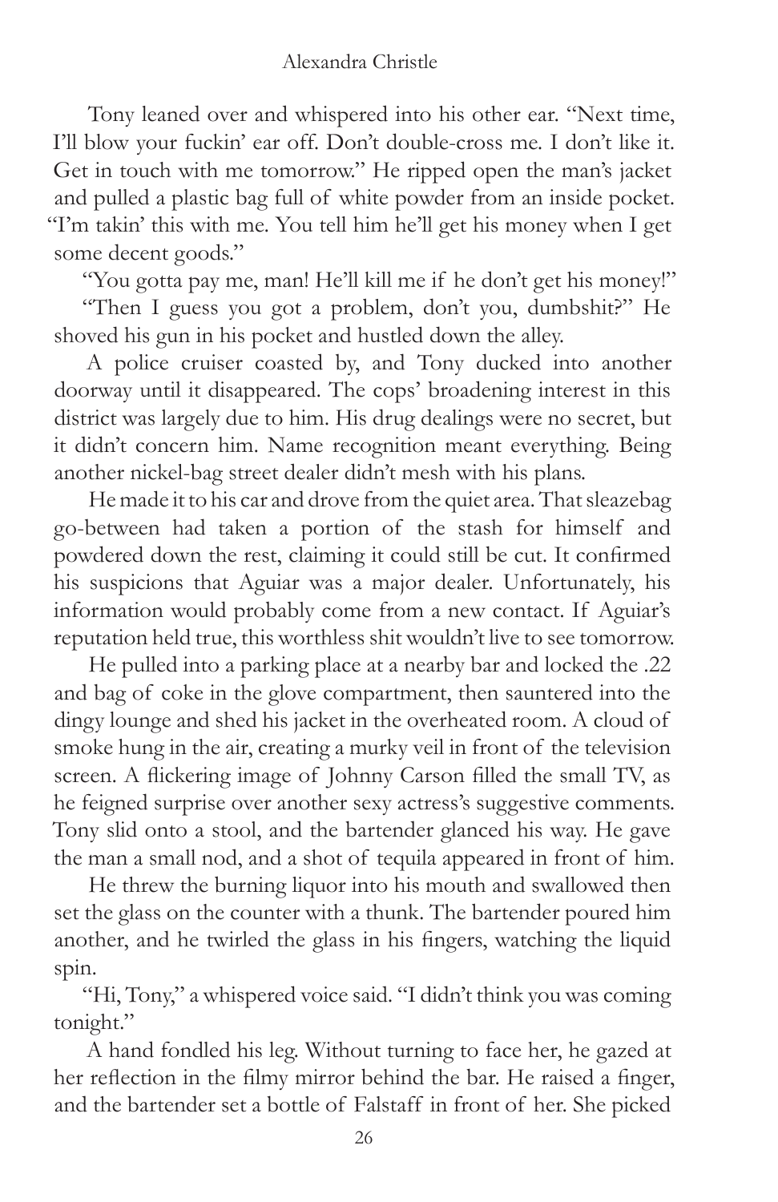Tony leaned over and whispered into his other ear. "Next time, I'll blow your fuckin' ear off. Don't double-cross me. I don't like it. Get in touch with me tomorrow." He ripped open the man's jacket and pulled a plastic bag full of white powder from an inside pocket. "I'm takin' this with me. You tell him he'll get his money when I get some decent goods."

"You gotta pay me, man! He'll kill me if he don't get his money!"

"Then I guess you got a problem, don't you, dumbshit?" He shoved his gun in his pocket and hustled down the alley.

A police cruiser coasted by, and Tony ducked into another doorway until it disappeared. The cops' broadening interest in this district was largely due to him. His drug dealings were no secret, but it didn't concern him. Name recognition meant everything. Being another nickel-bag street dealer didn't mesh with his plans.

He made it to his car and drove from the quiet area. That sleazebag go-between had taken a portion of the stash for himself and powdered down the rest, claiming it could still be cut. It confirmed his suspicions that Aguiar was a major dealer. Unfortunately, his information would probably come from a new contact. If Aguiar's reputation held true, this worthless shit wouldn't live to see tomorrow.

He pulled into a parking place at a nearby bar and locked the .22 and bag of coke in the glove compartment, then sauntered into the dingy lounge and shed his jacket in the overheated room. A cloud of smoke hung in the air, creating a murky veil in front of the television screen. A flickering image of Johnny Carson filled the small TV, as he feigned surprise over another sexy actress's suggestive comments. Tony slid onto a stool, and the bartender glanced his way. He gave the man a small nod, and a shot of tequila appeared in front of him.

He threw the burning liquor into his mouth and swallowed then set the glass on the counter with a thunk. The bartender poured him another, and he twirled the glass in his fingers, watching the liquid spin.

"Hi, Tony," a whispered voice said. "I didn't think you was coming tonight."

A hand fondled his leg. Without turning to face her, he gazed at her reflection in the filmy mirror behind the bar. He raised a finger, and the bartender set a bottle of Falstaff in front of her. She picked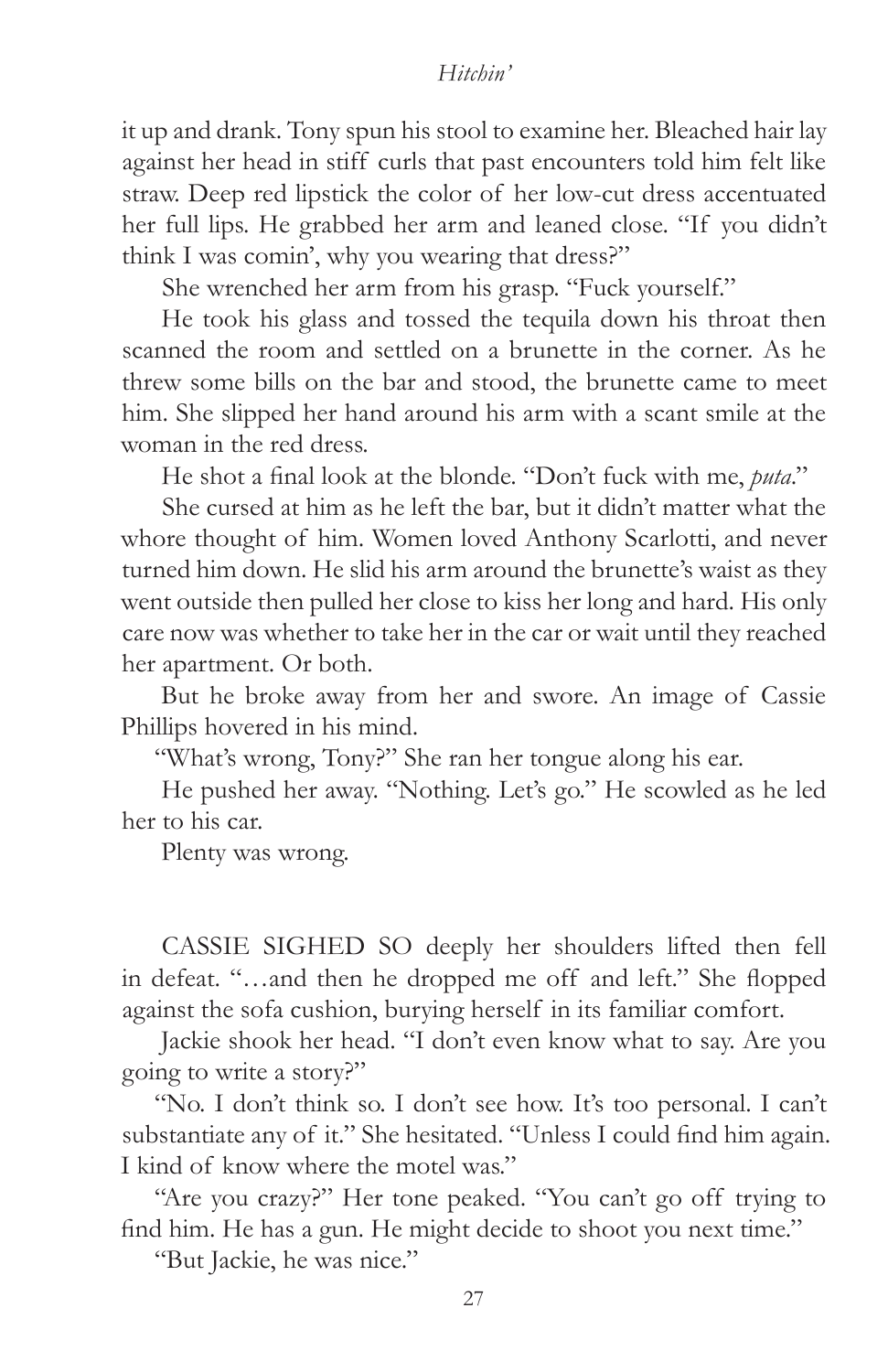it up and drank. Tony spun his stool to examine her. Bleached hair lay against her head in stiff curls that past encounters told him felt like straw. Deep red lipstick the color of her low-cut dress accentuated her full lips. He grabbed her arm and leaned close. "If you didn't think I was comin', why you wearing that dress?"

She wrenched her arm from his grasp. "Fuck yourself."

He took his glass and tossed the tequila down his throat then scanned the room and settled on a brunette in the corner. As he threw some bills on the bar and stood, the brunette came to meet him. She slipped her hand around his arm with a scant smile at the woman in the red dress.

He shot a final look at the blonde. "Don't fuck with me, *puta*."

She cursed at him as he left the bar, but it didn't matter what the whore thought of him. Women loved Anthony Scarlotti, and never turned him down. He slid his arm around the brunette's waist as they went outside then pulled her close to kiss her long and hard. His only care now was whether to take her in the car or wait until they reached her apartment. Or both.

But he broke away from her and swore. An image of Cassie Phillips hovered in his mind.

"What's wrong, Tony?" She ran her tongue along his ear.

He pushed her away. "Nothing. Let's go." He scowled as he led her to his car.

Plenty was wrong.

CASSIE SIGHED SO deeply her shoulders lifted then fell in defeat. "…and then he dropped me off and left." She flopped against the sofa cushion, burying herself in its familiar comfort.

Jackie shook her head. "I don't even know what to say. Are you going to write a story?"

"No. I don't think so. I don't see how. It's too personal. I can't substantiate any of it." She hesitated. "Unless I could find him again. I kind of know where the motel was."

"Are you crazy?" Her tone peaked. "You can't go off trying to find him. He has a gun. He might decide to shoot you next time."

"But Jackie, he was nice."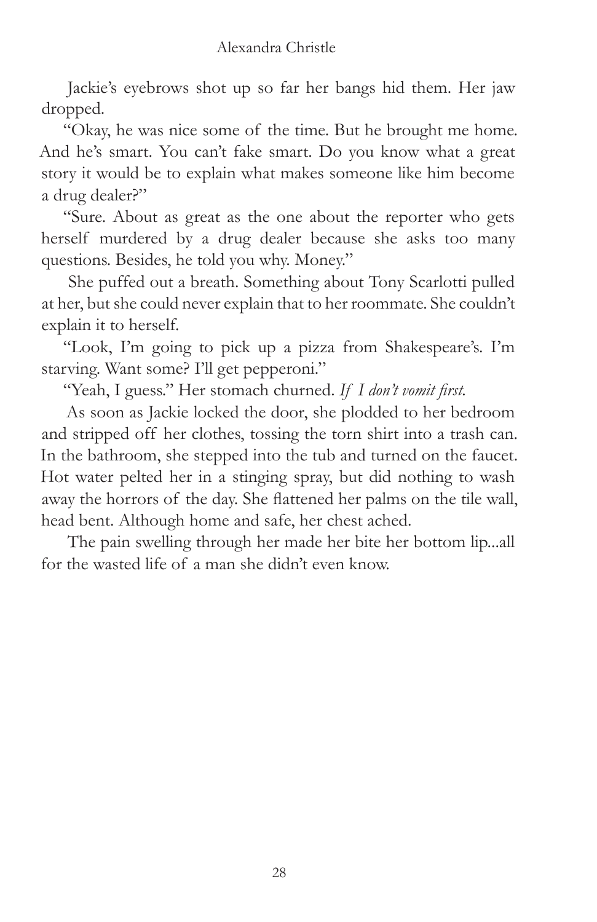Jackie's eyebrows shot up so far her bangs hid them. Her jaw dropped.

"Okay, he was nice some of the time. But he brought me home. And he's smart. You can't fake smart. Do you know what a great story it would be to explain what makes someone like him become a drug dealer?"

"Sure. About as great as the one about the reporter who gets herself murdered by a drug dealer because she asks too many questions. Besides, he told you why. Money."

She puffed out a breath. Something about Tony Scarlotti pulled at her, but she could never explain that to her roommate. She couldn't explain it to herself.

"Look, I'm going to pick up a pizza from Shakespeare's. I'm starving. Want some? I'll get pepperoni."

"Yeah, I guess." Her stomach churned. *If I don't vomit first.*

As soon as Jackie locked the door, she plodded to her bedroom and stripped off her clothes, tossing the torn shirt into a trash can. In the bathroom, she stepped into the tub and turned on the faucet. Hot water pelted her in a stinging spray, but did nothing to wash away the horrors of the day. She flattened her palms on the tile wall, head bent. Although home and safe, her chest ached.

The pain swelling through her made her bite her bottom lip...all for the wasted life of a man she didn't even know.